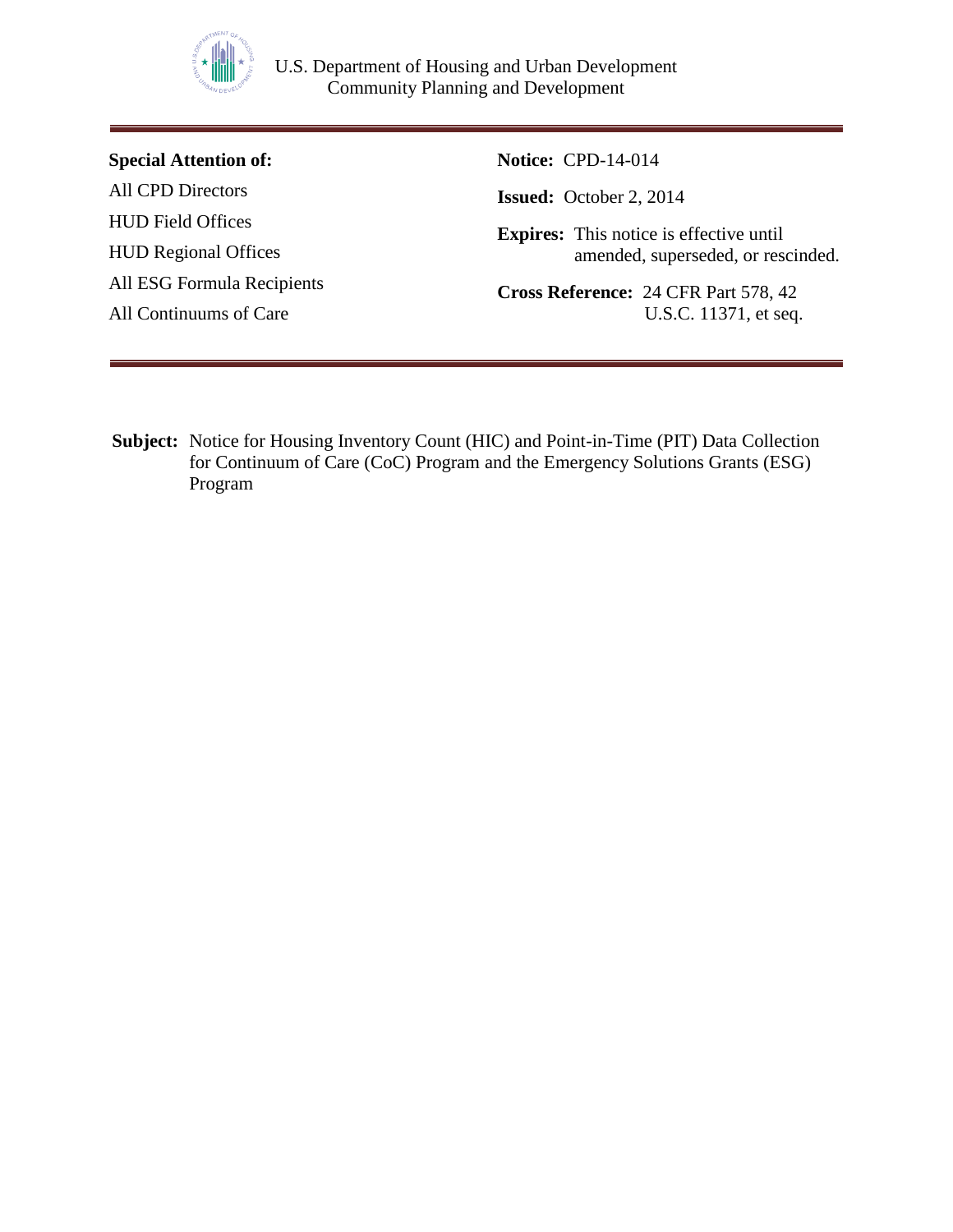U.S. Department of Housing and Urban Development
Community Planning and Development

---

**Special Attention of:**

All CPD Directors

HUD Field Offices

HUD Regional Offices

All ESG Formula Recipients

All Continuums of Care

**Notice:** CPD-14-014

**Issued:** October 2, 2014

**Expires:** This notice is effective until amended, superseded, or rescinded.

**Cross Reference:** 24 CFR Part 578, 42 U.S.C. 11371, et seq.

---

**Subject:** Notice for Housing Inventory Count (HIC) and Point-in-Time (PIT) Data Collection for Continuum of Care (CoC) Program and the Emergency Solutions Grants (ESG) Program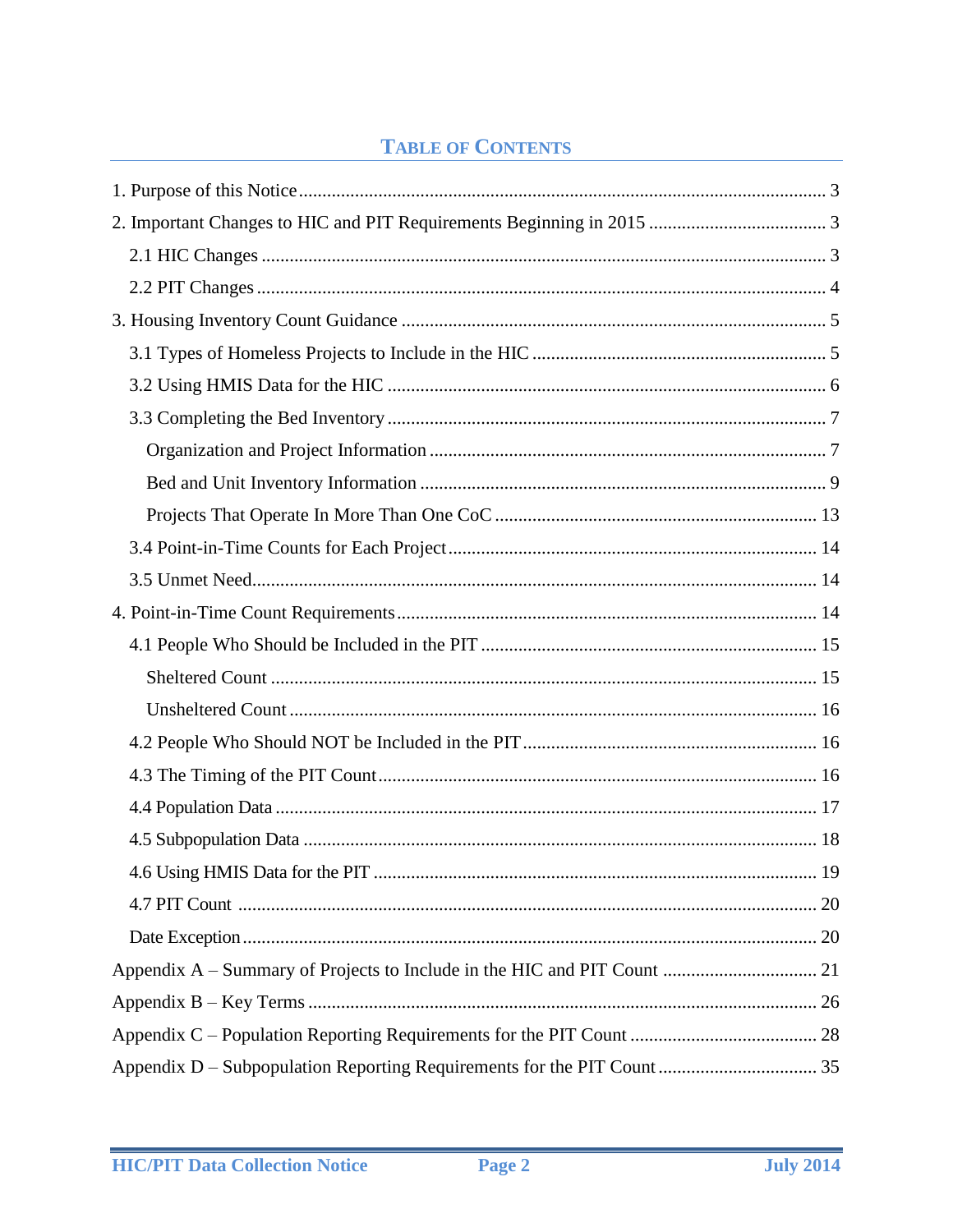## Table of Contents

1. Purpose of this Notice ..... 3
2. Important Changes to HIC and PIT Requirements Beginning in 2015 ..... 3
   - 2.1 HIC Changes ..... 3
   - 2.2 PIT Changes ..... 4
3. Housing Inventory Count Guidance ..... 5
   - 3.1 Types of Homeless Projects to Include in the HIC ..... 5
   - 3.2 Using HMIS Data for the HIC ..... 6
   - 3.3 Completing the Bed Inventory ..... 7
     - Organization and Project Information ..... 7
     - Bed and Unit Inventory Information ..... 9
     - Projects That Operate In More Than One CoC ..... 13
   - 3.4 Point-in-Time Counts for Each Project ..... 14
   - 3.5 Unmet Need ..... 14
4. Point-in-Time Count Requirements ..... 14
   - 4.1 People Who Should be Included in the PIT ..... 15
     - Sheltered Count ..... 15
     - Unsheltered Count ..... 16
   - 4.2 People Who Should NOT be Included in the PIT ..... 16
   - 4.3 The Timing of the PIT Count ..... 16
   - 4.4 Population Data ..... 17
   - 4.5 Subpopulation Data ..... 18
   - 4.6 Using HMIS Data for the PIT ..... 19
   - 4.7 PIT Count ..... 20
   - Date Exception ..... 20

Appendix A – Summary of Projects to Include in the HIC and PIT Count ..... 21

Appendix B – Key Terms ..... 26

Appendix C – Population Reporting Requirements for the PIT Count ..... 28

Appendix D – Subpopulation Reporting Requirements for the PIT Count ..... 35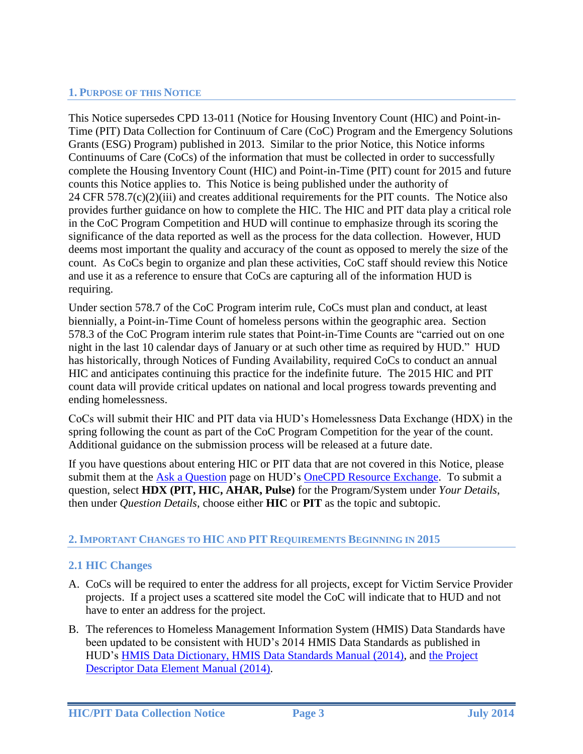## 1. Purpose of this Notice

This Notice supersedes CPD 13-011 (Notice for Housing Inventory Count (HIC) and Point-in-Time (PIT) Data Collection for Continuum of Care (CoC) Program and the Emergency Solutions Grants (ESG) Program) published in 2013. Similar to the prior Notice, this Notice informs Continuums of Care (CoCs) of the information that must be collected in order to successfully complete the Housing Inventory Count (HIC) and Point-in-Time (PIT) count for 2015 and future counts this Notice applies to. This Notice is being published under the authority of 24 CFR 578.7(c)(2)(iii) and creates additional requirements for the PIT counts. The Notice also provides further guidance on how to complete the HIC. The HIC and PIT data play a critical role in the CoC Program Competition and HUD will continue to emphasize through its scoring the significance of the data reported as well as the process for the data collection. However, HUD deems most important the quality and accuracy of the count as opposed to merely the size of the count. As CoCs begin to organize and plan these activities, CoC staff should review this Notice and use it as a reference to ensure that CoCs are capturing all of the information HUD is requiring.

Under section 578.7 of the CoC Program interim rule, CoCs must plan and conduct, at least biennially, a Point-in-Time Count of homeless persons within the geographic area. Section 578.3 of the CoC Program interim rule states that Point-in-Time Counts are "carried out on one night in the last 10 calendar days of January or at such other time as required by HUD." HUD has historically, through Notices of Funding Availability, required CoCs to conduct an annual HIC and anticipates continuing this practice for the indefinite future. The 2015 HIC and PIT count data will provide critical updates on national and local progress towards preventing and ending homelessness.

CoCs will submit their HIC and PIT data via HUD's Homelessness Data Exchange (HDX) in the spring following the count as part of the CoC Program Competition for the year of the count. Additional guidance on the submission process will be released at a future date.

If you have questions about entering HIC or PIT data that are not covered in this Notice, please submit them at the Ask a Question page on HUD's OneCPD Resource Exchange. To submit a question, select **HDX (PIT, HIC, AHAR, Pulse)** for the Program/System under *Your Details*, then under *Question Details*, choose either **HIC** or **PIT** as the topic and subtopic.

## 2. Important Changes to HIC and PIT Requirements Beginning in 2015

### 2.1 HIC Changes

A. CoCs will be required to enter the address for all projects, except for Victim Service Provider projects. If a project uses a scattered site model the CoC will indicate that to HUD and not have to enter an address for the project.

B. The references to Homeless Management Information System (HMIS) Data Standards have been updated to be consistent with HUD's 2014 HMIS Data Standards as published in HUD's HMIS Data Dictionary, HMIS Data Standards Manual (2014), and the Project Descriptor Data Element Manual (2014).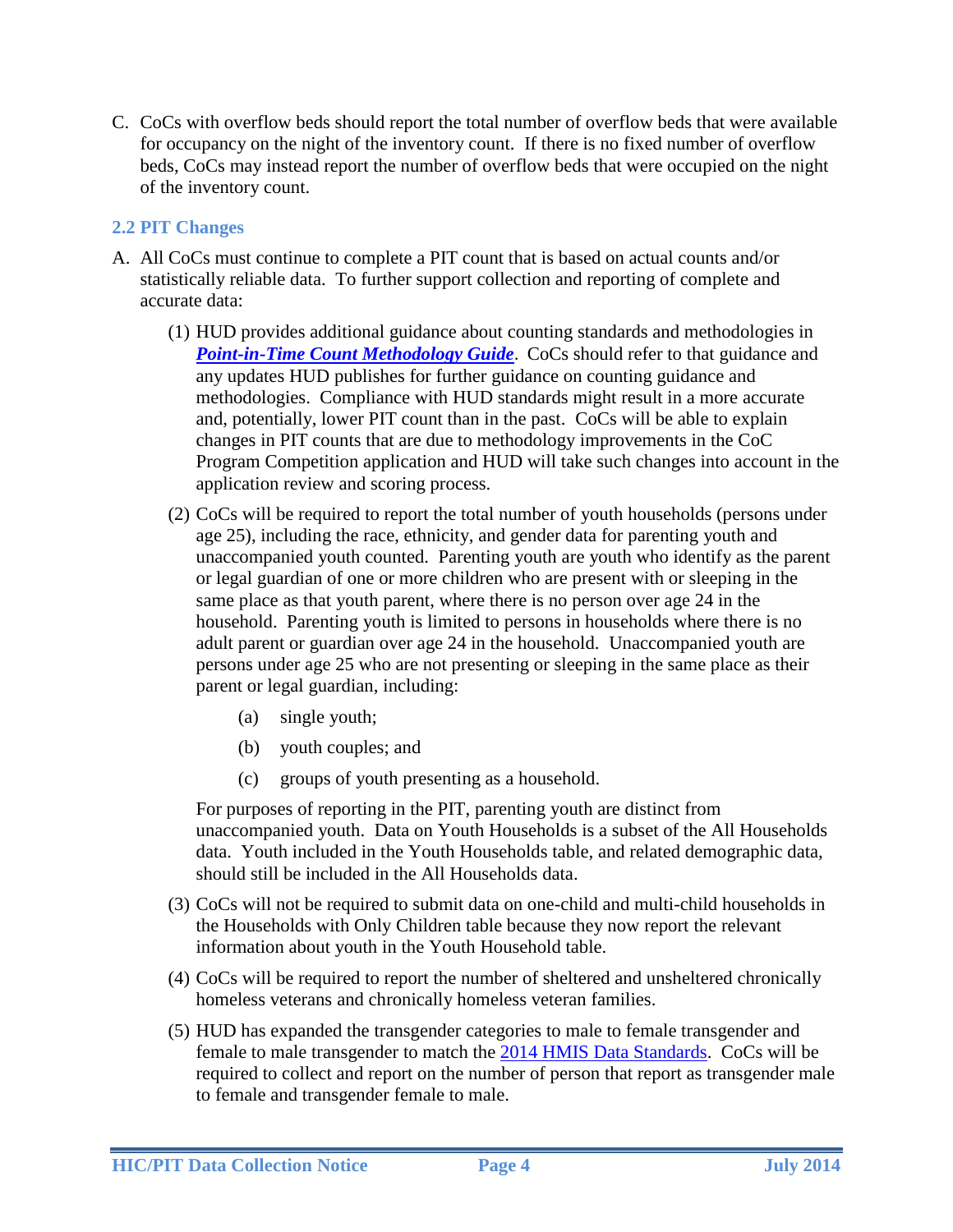C. CoCs with overflow beds should report the total number of overflow beds that were available for occupancy on the night of the inventory count. If there is no fixed number of overflow beds, CoCs may instead report the number of overflow beds that were occupied on the night of the inventory count.

### 2.2 PIT Changes

A. All CoCs must continue to complete a PIT count that is based on actual counts and/or statistically reliable data. To further support collection and reporting of complete and accurate data:

(1) HUD provides additional guidance about counting standards and methodologies in ***Point-in-Time Count Methodology Guide***. CoCs should refer to that guidance and any updates HUD publishes for further guidance on counting guidance and methodologies. Compliance with HUD standards might result in a more accurate and, potentially, lower PIT count than in the past. CoCs will be able to explain changes in PIT counts that are due to methodology improvements in the CoC Program Competition application and HUD will take such changes into account in the application review and scoring process.

(2) CoCs will be required to report the total number of youth households (persons under age 25), including the race, ethnicity, and gender data for parenting youth and unaccompanied youth counted. Parenting youth are youth who identify as the parent or legal guardian of one or more children who are present with or sleeping in the same place as that youth parent, where there is no person over age 24 in the household. Parenting youth is limited to persons in households where there is no adult parent or guardian over age 24 in the household. Unaccompanied youth are persons under age 25 who are not presenting or sleeping in the same place as their parent or legal guardian, including:

(a) single youth;

(b) youth couples; and

(c) groups of youth presenting as a household.

For purposes of reporting in the PIT, parenting youth are distinct from unaccompanied youth. Data on Youth Households is a subset of the All Households data. Youth included in the Youth Households table, and related demographic data, should still be included in the All Households data.

(3) CoCs will not be required to submit data on one-child and multi-child households in the Households with Only Children table because they now report the relevant information about youth in the Youth Household table.

(4) CoCs will be required to report the number of sheltered and unsheltered chronically homeless veterans and chronically homeless veteran families.

(5) HUD has expanded the transgender categories to male to female transgender and female to male transgender to match the 2014 HMIS Data Standards. CoCs will be required to collect and report on the number of person that report as transgender male to female and transgender female to male.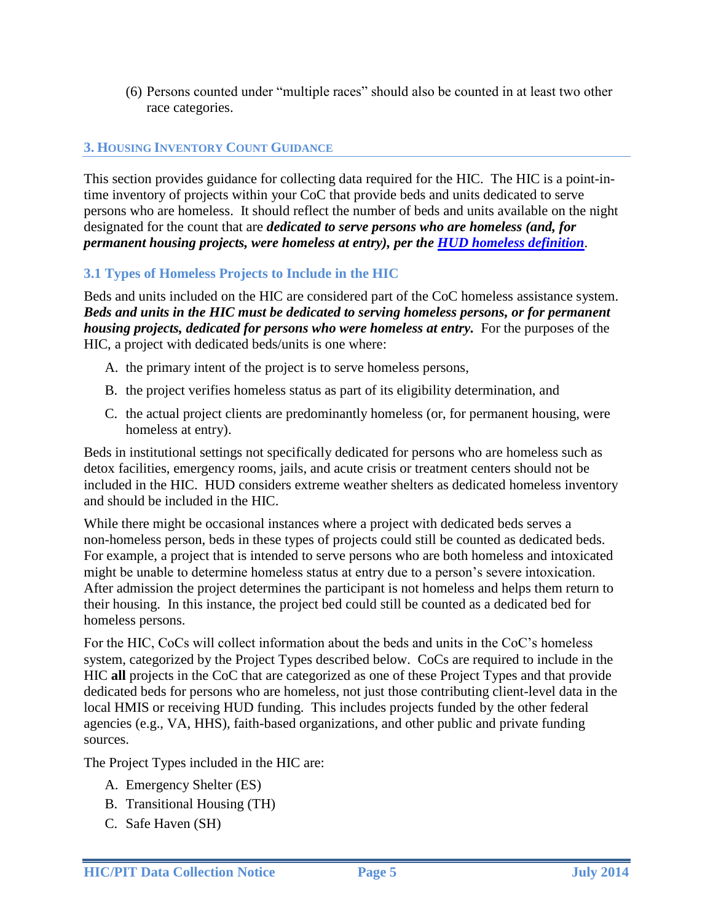(6) Persons counted under "multiple races" should also be counted in at least two other race categories.

## 3. Housing Inventory Count Guidance

This section provides guidance for collecting data required for the HIC. The HIC is a point-in-time inventory of projects within your CoC that provide beds and units dedicated to serve persons who are homeless. It should reflect the number of beds and units available on the night designated for the count that are ***dedicated to serve persons who are homeless (and, for permanent housing projects, were homeless at entry), per the HUD homeless definition***.

### 3.1 Types of Homeless Projects to Include in the HIC

Beds and units included on the HIC are considered part of the CoC homeless assistance system. ***Beds and units in the HIC must be dedicated to serving homeless persons, or for permanent housing projects, dedicated for persons who were homeless at entry.*** For the purposes of the HIC, a project with dedicated beds/units is one where:

A. the primary intent of the project is to serve homeless persons,

B. the project verifies homeless status as part of its eligibility determination, and

C. the actual project clients are predominantly homeless (or, for permanent housing, were homeless at entry).

Beds in institutional settings not specifically dedicated for persons who are homeless such as detox facilities, emergency rooms, jails, and acute crisis or treatment centers should not be included in the HIC. HUD considers extreme weather shelters as dedicated homeless inventory and should be included in the HIC.

While there might be occasional instances where a project with dedicated beds serves a non-homeless person, beds in these types of projects could still be counted as dedicated beds. For example, a project that is intended to serve persons who are both homeless and intoxicated might be unable to determine homeless status at entry due to a person's severe intoxication. After admission the project determines the participant is not homeless and helps them return to their housing. In this instance, the project bed could still be counted as a dedicated bed for homeless persons.

For the HIC, CoCs will collect information about the beds and units in the CoC's homeless system, categorized by the Project Types described below. CoCs are required to include in the HIC **all** projects in the CoC that are categorized as one of these Project Types and that provide dedicated beds for persons who are homeless, not just those contributing client-level data in the local HMIS or receiving HUD funding. This includes projects funded by the other federal agencies (e.g., VA, HHS), faith-based organizations, and other public and private funding sources.

The Project Types included in the HIC are:

A. Emergency Shelter (ES)

B. Transitional Housing (TH)

C. Safe Haven (SH)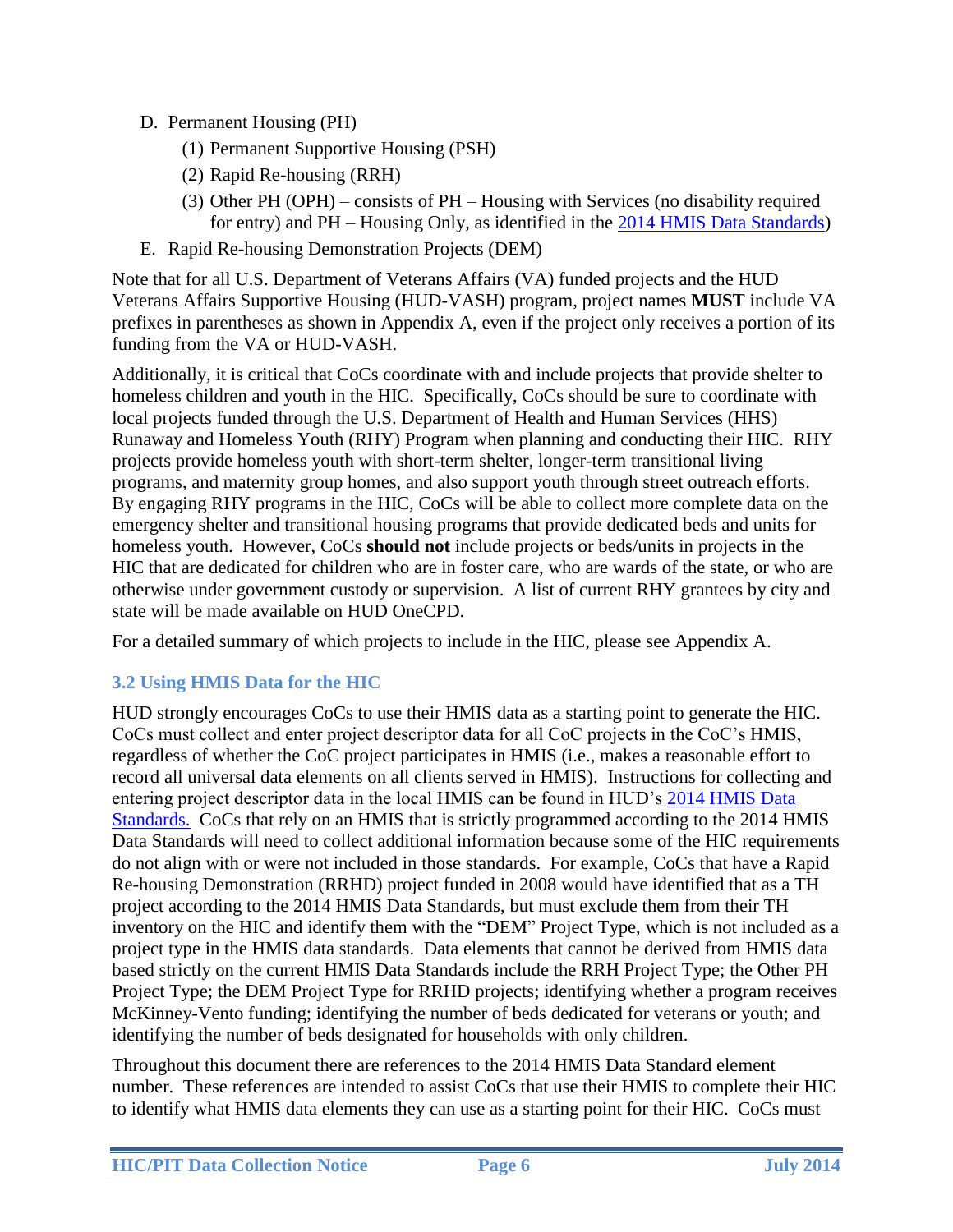D. Permanent Housing (PH)
    (1) Permanent Supportive Housing (PSH)
    (2) Rapid Re-housing (RRH)
    (3) Other PH (OPH) – consists of PH – Housing with Services (no disability required for entry) and PH – Housing Only, as identified in the [2014 HMIS Data Standards](#))
E. Rapid Re-housing Demonstration Projects (DEM)

Note that for all U.S. Department of Veterans Affairs (VA) funded projects and the HUD Veterans Affairs Supportive Housing (HUD-VASH) program, project names **MUST** include VA prefixes in parentheses as shown in Appendix A, even if the project only receives a portion of its funding from the VA or HUD-VASH.

Additionally, it is critical that CoCs coordinate with and include projects that provide shelter to homeless children and youth in the HIC. Specifically, CoCs should be sure to coordinate with local projects funded through the U.S. Department of Health and Human Services (HHS) Runaway and Homeless Youth (RHY) Program when planning and conducting their HIC. RHY projects provide homeless youth with short-term shelter, longer-term transitional living programs, and maternity group homes, and also support youth through street outreach efforts. By engaging RHY programs in the HIC, CoCs will be able to collect more complete data on the emergency shelter and transitional housing programs that provide dedicated beds and units for homeless youth. However, CoCs **should not** include projects or beds/units in projects in the HIC that are dedicated for children who are in foster care, who are wards of the state, or who are otherwise under government custody or supervision. A list of current RHY grantees by city and state will be made available on HUD OneCPD.

For a detailed summary of which projects to include in the HIC, please see Appendix A.

### 3.2 Using HMIS Data for the HIC

HUD strongly encourages CoCs to use their HMIS data as a starting point to generate the HIC. CoCs must collect and enter project descriptor data for all CoC projects in the CoC's HMIS, regardless of whether the CoC project participates in HMIS (i.e., makes a reasonable effort to record all universal data elements on all clients served in HMIS). Instructions for collecting and entering project descriptor data in the local HMIS can be found in HUD's [2014 HMIS Data Standards.](#) CoCs that rely on an HMIS that is strictly programmed according to the 2014 HMIS Data Standards will need to collect additional information because some of the HIC requirements do not align with or were not included in those standards. For example, CoCs that have a Rapid Re-housing Demonstration (RRHD) project funded in 2008 would have identified that as a TH project according to the 2014 HMIS Data Standards, but must exclude them from their TH inventory on the HIC and identify them with the "DEM" Project Type, which is not included as a project type in the HMIS data standards. Data elements that cannot be derived from HMIS data based strictly on the current HMIS Data Standards include the RRH Project Type; the Other PH Project Type; the DEM Project Type for RRHD projects; identifying whether a program receives McKinney-Vento funding; identifying the number of beds dedicated for veterans or youth; and identifying the number of beds designated for households with only children.

Throughout this document there are references to the 2014 HMIS Data Standard element number. These references are intended to assist CoCs that use their HMIS to complete their HIC to identify what HMIS data elements they can use as a starting point for their HIC. CoCs must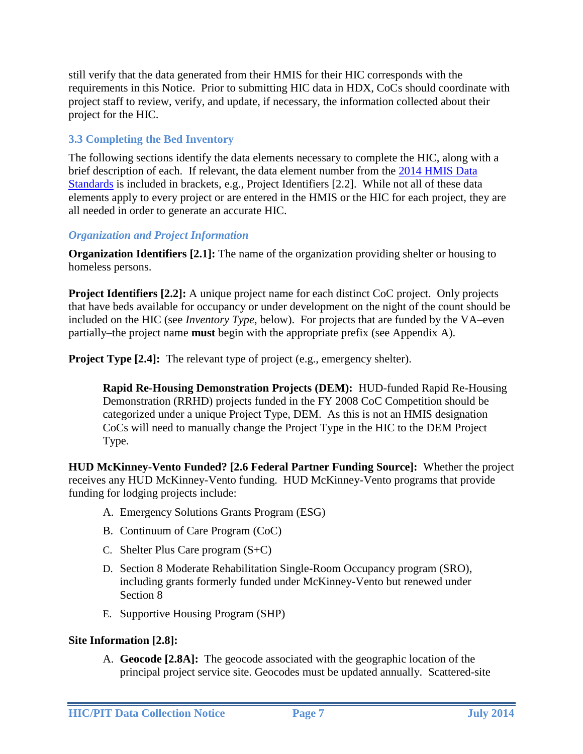still verify that the data generated from their HMIS for their HIC corresponds with the requirements in this Notice. Prior to submitting HIC data in HDX, CoCs should coordinate with project staff to review, verify, and update, if necessary, the information collected about their project for the HIC.

### 3.3 Completing the Bed Inventory

The following sections identify the data elements necessary to complete the HIC, along with a brief description of each. If relevant, the data element number from the 2014 HMIS Data Standards is included in brackets, e.g., Project Identifiers [2.2]. While not all of these data elements apply to every project or are entered in the HMIS or the HIC for each project, they are all needed in order to generate an accurate HIC.

#### *Organization and Project Information*

**Organization Identifiers [2.1]:** The name of the organization providing shelter or housing to homeless persons.

**Project Identifiers [2.2]:** A unique project name for each distinct CoC project. Only projects that have beds available for occupancy or under development on the night of the count should be included on the HIC (see *Inventory Type*, below). For projects that are funded by the VA–even partially–the project name **must** begin with the appropriate prefix (see Appendix A).

**Project Type [2.4]:** The relevant type of project (e.g., emergency shelter).

> **Rapid Re-Housing Demonstration Projects (DEM):** HUD-funded Rapid Re-Housing Demonstration (RRHD) projects funded in the FY 2008 CoC Competition should be categorized under a unique Project Type, DEM. As this is not an HMIS designation CoCs will need to manually change the Project Type in the HIC to the DEM Project Type.

**HUD McKinney-Vento Funded? [2.6 Federal Partner Funding Source]:** Whether the project receives any HUD McKinney-Vento funding. HUD McKinney-Vento programs that provide funding for lodging projects include:

A. Emergency Solutions Grants Program (ESG)
B. Continuum of Care Program (CoC)
C. Shelter Plus Care program (S+C)
D. Section 8 Moderate Rehabilitation Single-Room Occupancy program (SRO), including grants formerly funded under McKinney-Vento but renewed under Section 8
E. Supportive Housing Program (SHP)

**Site Information [2.8]:**

A. **Geocode [2.8A]:** The geocode associated with the geographic location of the principal project service site. Geocodes must be updated annually. Scattered-site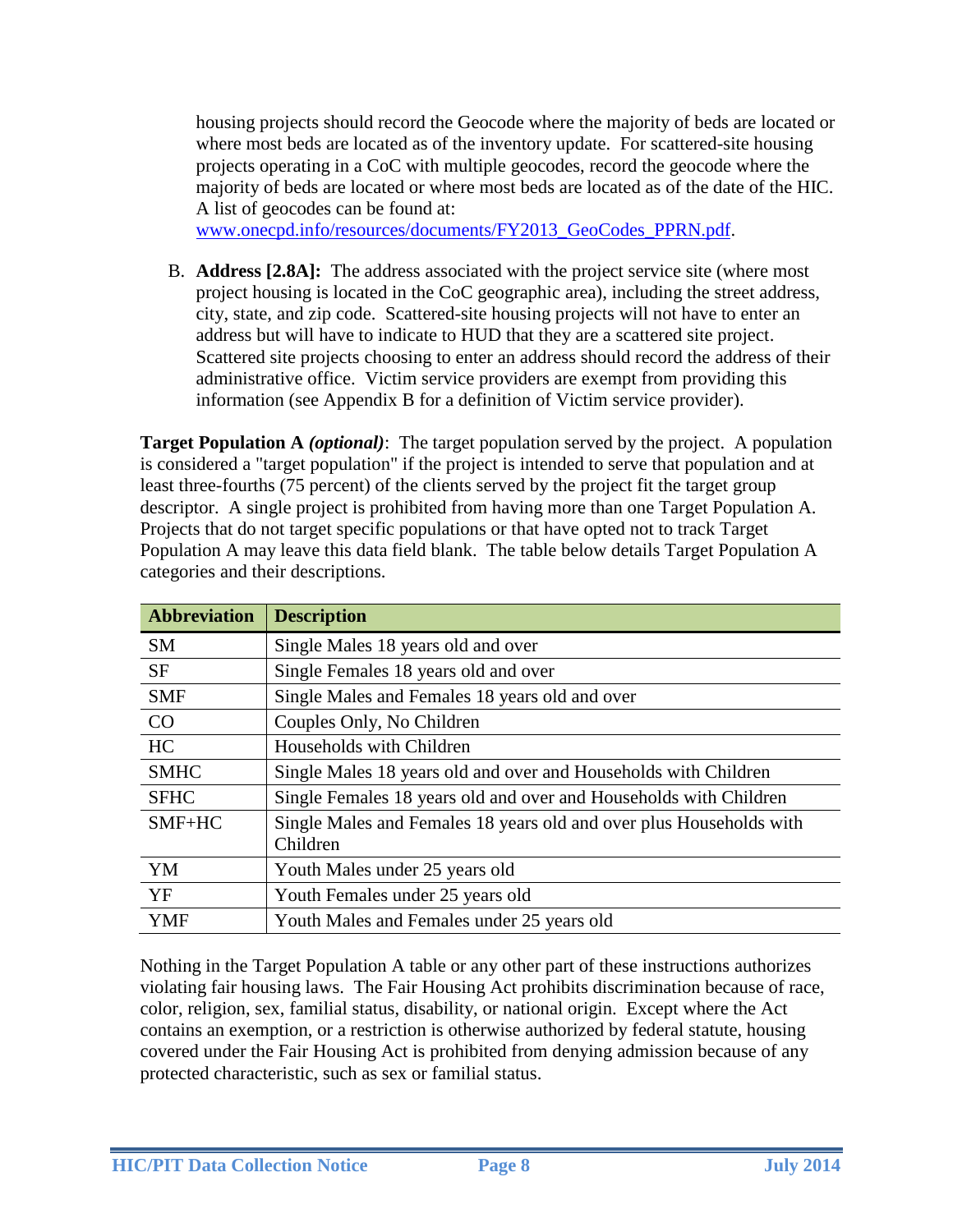housing projects should record the Geocode where the majority of beds are located or where most beds are located as of the inventory update. For scattered-site housing projects operating in a CoC with multiple geocodes, record the geocode where the majority of beds are located or where most beds are located as of the date of the HIC. A list of geocodes can be found at: www.onecpd.info/resources/documents/FY2013_GeoCodes_PPRN.pdf.

B. **Address [2.8A]:** The address associated with the project service site (where most project housing is located in the CoC geographic area), including the street address, city, state, and zip code. Scattered-site housing projects will not have to enter an address but will have to indicate to HUD that they are a scattered site project. Scattered site projects choosing to enter an address should record the address of their administrative office. Victim service providers are exempt from providing this information (see Appendix B for a definition of Victim service provider).

**Target Population A *(optional)***: The target population served by the project. A population is considered a "target population" if the project is intended to serve that population and at least three-fourths (75 percent) of the clients served by the project fit the target group descriptor. A single project is prohibited from having more than one Target Population A. Projects that do not target specific populations or that have opted not to track Target Population A may leave this data field blank. The table below details Target Population A categories and their descriptions.

| Abbreviation | Description |
|---|---|
| SM | Single Males 18 years old and over |
| SF | Single Females 18 years old and over |
| SMF | Single Males and Females 18 years old and over |
| CO | Couples Only, No Children |
| HC | Households with Children |
| SMHC | Single Males 18 years old and over and Households with Children |
| SFHC | Single Females 18 years old and over and Households with Children |
| SMF+HC | Single Males and Females 18 years old and over plus Households with Children |
| YM | Youth Males under 25 years old |
| YF | Youth Females under 25 years old |
| YMF | Youth Males and Females under 25 years old |

Nothing in the Target Population A table or any other part of these instructions authorizes violating fair housing laws. The Fair Housing Act prohibits discrimination because of race, color, religion, sex, familial status, disability, or national origin. Except where the Act contains an exemption, or a restriction is otherwise authorized by federal statute, housing covered under the Fair Housing Act is prohibited from denying admission because of any protected characteristic, such as sex or familial status.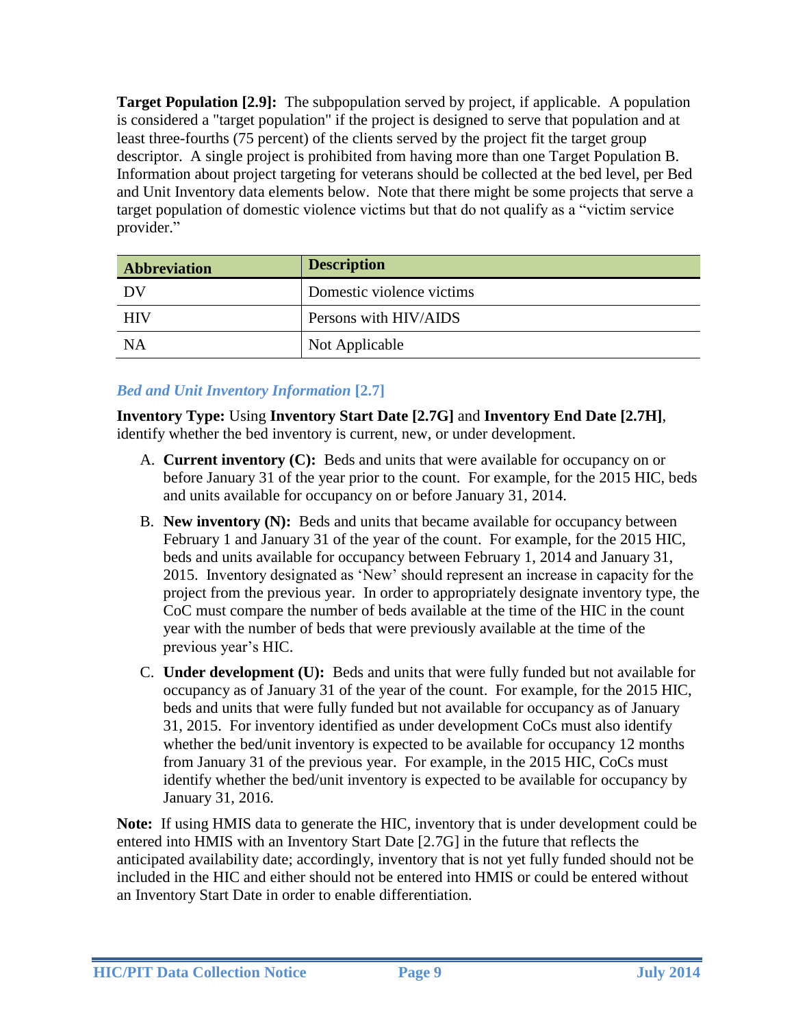**Target Population [2.9]:** The subpopulation served by project, if applicable. A population is considered a "target population" if the project is designed to serve that population and at least three-fourths (75 percent) of the clients served by the project fit the target group descriptor. A single project is prohibited from having more than one Target Population B. Information about project targeting for veterans should be collected at the bed level, per Bed and Unit Inventory data elements below. Note that there might be some projects that serve a target population of domestic violence victims but that do not qualify as a "victim service provider."

| Abbreviation | Description |
|---|---|
| DV | Domestic violence victims |
| HIV | Persons with HIV/AIDS |
| NA | Not Applicable |

### *Bed and Unit Inventory Information* [2.7]

**Inventory Type:** Using **Inventory Start Date [2.7G]** and **Inventory End Date [2.7H]**, identify whether the bed inventory is current, new, or under development.

A. **Current inventory (C):** Beds and units that were available for occupancy on or before January 31 of the year prior to the count. For example, for the 2015 HIC, beds and units available for occupancy on or before January 31, 2014.

B. **New inventory (N):** Beds and units that became available for occupancy between February 1 and January 31 of the year of the count. For example, for the 2015 HIC, beds and units available for occupancy between February 1, 2014 and January 31, 2015. Inventory designated as 'New' should represent an increase in capacity for the project from the previous year. In order to appropriately designate inventory type, the CoC must compare the number of beds available at the time of the HIC in the count year with the number of beds that were previously available at the time of the previous year's HIC.

C. **Under development (U):** Beds and units that were fully funded but not available for occupancy as of January 31 of the year of the count. For example, for the 2015 HIC, beds and units that were fully funded but not available for occupancy as of January 31, 2015. For inventory identified as under development CoCs must also identify whether the bed/unit inventory is expected to be available for occupancy 12 months from January 31 of the previous year. For example, in the 2015 HIC, CoCs must identify whether the bed/unit inventory is expected to be available for occupancy by January 31, 2016.

**Note:** If using HMIS data to generate the HIC, inventory that is under development could be entered into HMIS with an Inventory Start Date [2.7G] in the future that reflects the anticipated availability date; accordingly, inventory that is not yet fully funded should not be included in the HIC and either should not be entered into HMIS or could be entered without an Inventory Start Date in order to enable differentiation.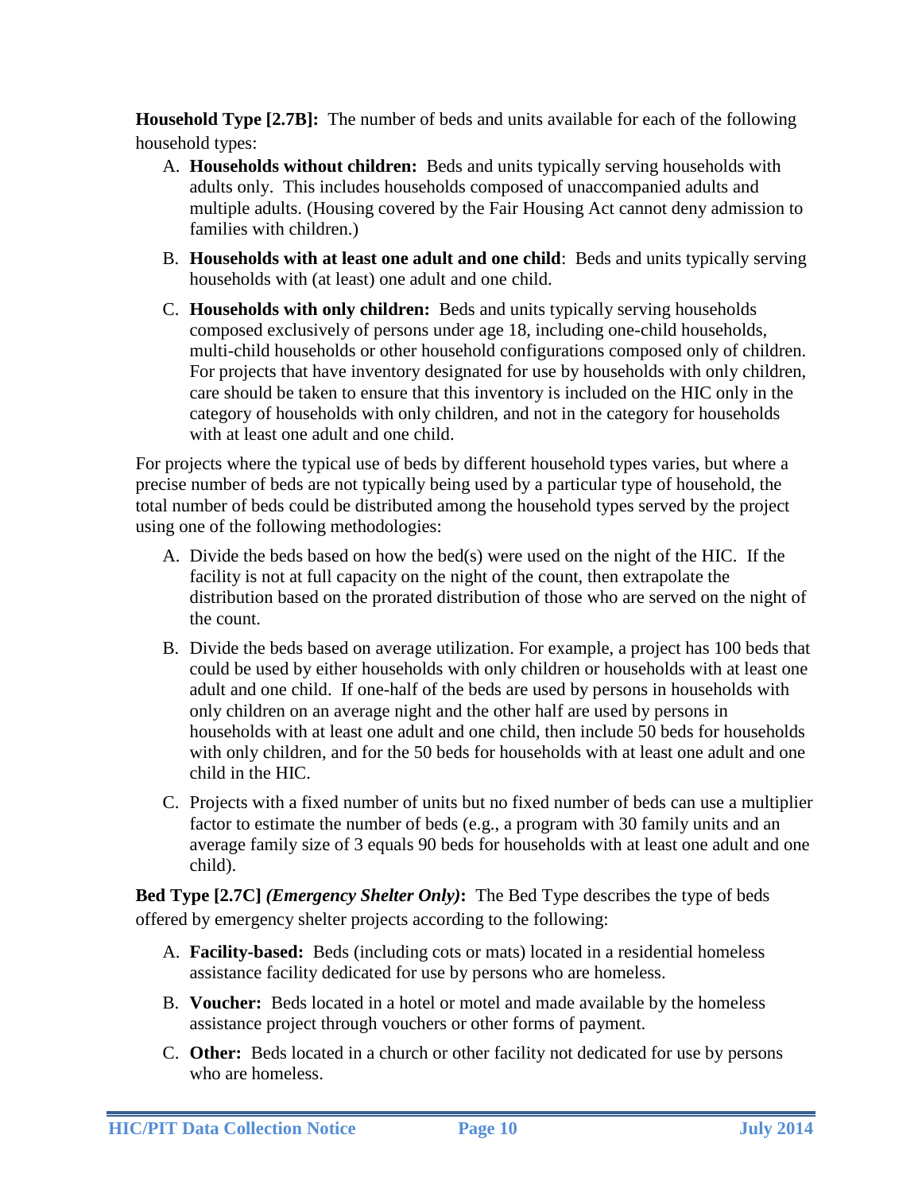**Household Type [2.7B]:** The number of beds and units available for each of the following household types:

A. **Households without children:** Beds and units typically serving households with adults only. This includes households composed of unaccompanied adults and multiple adults. (Housing covered by the Fair Housing Act cannot deny admission to families with children.)

B. **Households with at least one adult and one child**: Beds and units typically serving households with (at least) one adult and one child.

C. **Households with only children:** Beds and units typically serving households composed exclusively of persons under age 18, including one-child households, multi-child households or other household configurations composed only of children. For projects that have inventory designated for use by households with only children, care should be taken to ensure that this inventory is included on the HIC only in the category of households with only children, and not in the category for households with at least one adult and one child.

For projects where the typical use of beds by different household types varies, but where a precise number of beds are not typically being used by a particular type of household, the total number of beds could be distributed among the household types served by the project using one of the following methodologies:

A. Divide the beds based on how the bed(s) were used on the night of the HIC. If the facility is not at full capacity on the night of the count, then extrapolate the distribution based on the prorated distribution of those who are served on the night of the count.

B. Divide the beds based on average utilization. For example, a project has 100 beds that could be used by either households with only children or households with at least one adult and one child. If one-half of the beds are used by persons in households with only children on an average night and the other half are used by persons in households with at least one adult and one child, then include 50 beds for households with only children, and for the 50 beds for households with at least one adult and one child in the HIC.

C. Projects with a fixed number of units but no fixed number of beds can use a multiplier factor to estimate the number of beds (e.g., a program with 30 family units and an average family size of 3 equals 90 beds for households with at least one adult and one child).

**Bed Type [2.7C]** ***(Emergency Shelter Only)*****:** The Bed Type describes the type of beds offered by emergency shelter projects according to the following:

A. **Facility-based:** Beds (including cots or mats) located in a residential homeless assistance facility dedicated for use by persons who are homeless.

B. **Voucher:** Beds located in a hotel or motel and made available by the homeless assistance project through vouchers or other forms of payment.

C. **Other:** Beds located in a church or other facility not dedicated for use by persons who are homeless.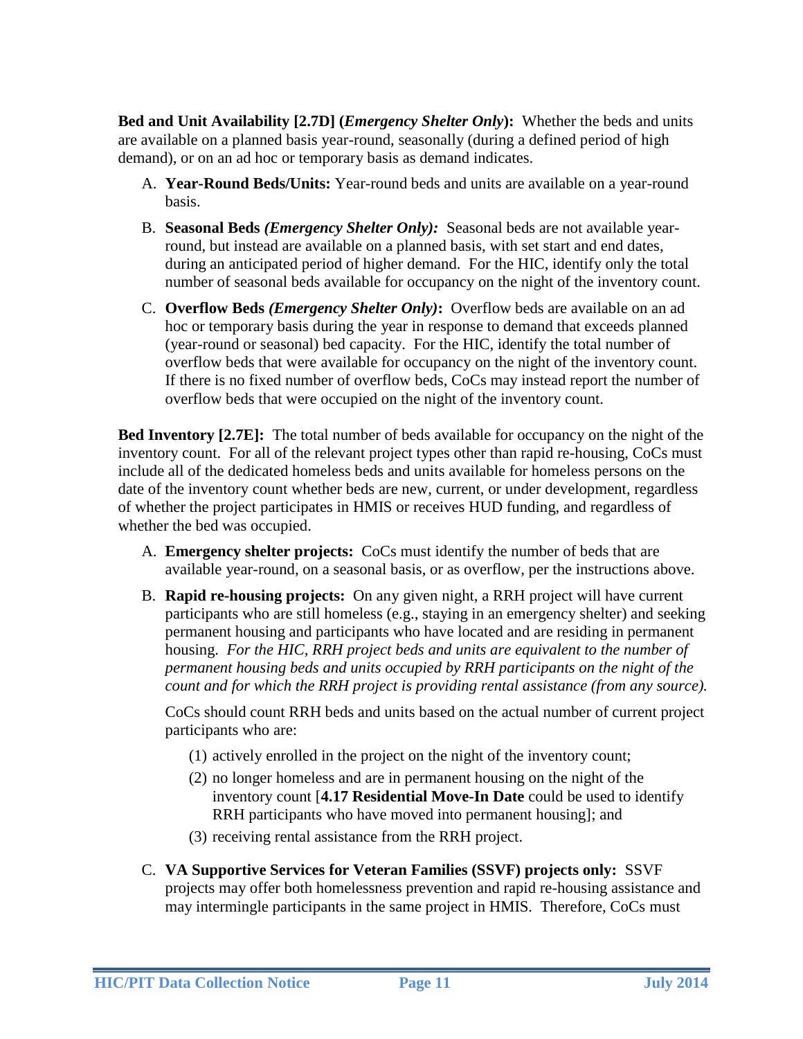**Bed and Unit Availability [2.7D] (*Emergency Shelter Only*):** Whether the beds and units are available on a planned basis year-round, seasonally (during a defined period of high demand), or on an ad hoc or temporary basis as demand indicates.

A. **Year-Round Beds/Units:** Year-round beds and units are available on a year-round basis.

B. **Seasonal Beds *(Emergency Shelter Only):*** Seasonal beds are not available year-round, but instead are available on a planned basis, with set start and end dates, during an anticipated period of higher demand. For the HIC, identify only the total number of seasonal beds available for occupancy on the night of the inventory count.

C. **Overflow Beds *(Emergency Shelter Only)*:** Overflow beds are available on an ad hoc or temporary basis during the year in response to demand that exceeds planned (year-round or seasonal) bed capacity. For the HIC, identify the total number of overflow beds that were available for occupancy on the night of the inventory count. If there is no fixed number of overflow beds, CoCs may instead report the number of overflow beds that were occupied on the night of the inventory count.

**Bed Inventory [2.7E]:** The total number of beds available for occupancy on the night of the inventory count. For all of the relevant project types other than rapid re-housing, CoCs must include all of the dedicated homeless beds and units available for homeless persons on the date of the inventory count whether beds are new, current, or under development, regardless of whether the project participates in HMIS or receives HUD funding, and regardless of whether the bed was occupied.

A. **Emergency shelter projects:** CoCs must identify the number of beds that are available year-round, on a seasonal basis, or as overflow, per the instructions above.

B. **Rapid re-housing projects:** On any given night, a RRH project will have current participants who are still homeless (e.g., staying in an emergency shelter) and seeking permanent housing and participants who have located and are residing in permanent housing. *For the HIC, RRH project beds and units are equivalent to the number of permanent housing beds and units occupied by RRH participants on the night of the count and for which the RRH project is providing rental assistance (from any source).*

   CoCs should count RRH beds and units based on the actual number of current project participants who are:

   (1) actively enrolled in the project on the night of the inventory count;

   (2) no longer homeless and are in permanent housing on the night of the inventory count [**4.17 Residential Move-In Date** could be used to identify RRH participants who have moved into permanent housing]; and

   (3) receiving rental assistance from the RRH project.

C. **VA Supportive Services for Veteran Families (SSVF) projects only:** SSVF projects may offer both homelessness prevention and rapid re-housing assistance and may intermingle participants in the same project in HMIS. Therefore, CoCs must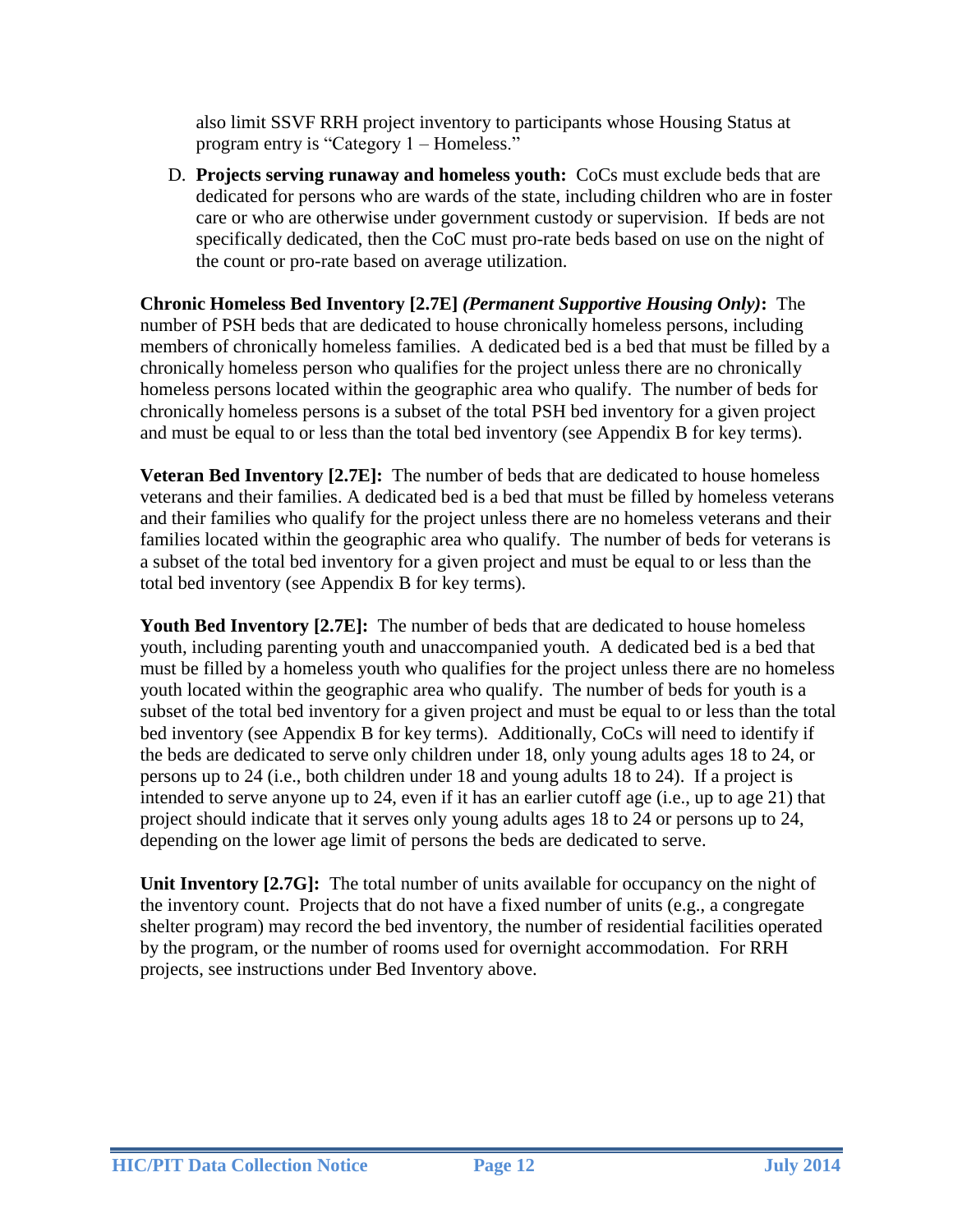also limit SSVF RRH project inventory to participants whose Housing Status at program entry is "Category 1 – Homeless."

D. **Projects serving runaway and homeless youth:** CoCs must exclude beds that are dedicated for persons who are wards of the state, including children who are in foster care or who are otherwise under government custody or supervision. If beds are not specifically dedicated, then the CoC must pro-rate beds based on use on the night of the count or pro-rate based on average utilization.

**Chronic Homeless Bed Inventory [2.7E]** ***(Permanent Supportive Housing Only)*****:** The number of PSH beds that are dedicated to house chronically homeless persons, including members of chronically homeless families. A dedicated bed is a bed that must be filled by a chronically homeless person who qualifies for the project unless there are no chronically homeless persons located within the geographic area who qualify. The number of beds for chronically homeless persons is a subset of the total PSH bed inventory for a given project and must be equal to or less than the total bed inventory (see Appendix B for key terms).

**Veteran Bed Inventory [2.7E]:** The number of beds that are dedicated to house homeless veterans and their families. A dedicated bed is a bed that must be filled by homeless veterans and their families who qualify for the project unless there are no homeless veterans and their families located within the geographic area who qualify. The number of beds for veterans is a subset of the total bed inventory for a given project and must be equal to or less than the total bed inventory (see Appendix B for key terms).

**Youth Bed Inventory [2.7E]:** The number of beds that are dedicated to house homeless youth, including parenting youth and unaccompanied youth. A dedicated bed is a bed that must be filled by a homeless youth who qualifies for the project unless there are no homeless youth located within the geographic area who qualify. The number of beds for youth is a subset of the total bed inventory for a given project and must be equal to or less than the total bed inventory (see Appendix B for key terms). Additionally, CoCs will need to identify if the beds are dedicated to serve only children under 18, only young adults ages 18 to 24, or persons up to 24 (i.e., both children under 18 and young adults 18 to 24). If a project is intended to serve anyone up to 24, even if it has an earlier cutoff age (i.e., up to age 21) that project should indicate that it serves only young adults ages 18 to 24 or persons up to 24, depending on the lower age limit of persons the beds are dedicated to serve.

**Unit Inventory [2.7G]:** The total number of units available for occupancy on the night of the inventory count. Projects that do not have a fixed number of units (e.g., a congregate shelter program) may record the bed inventory, the number of residential facilities operated by the program, or the number of rooms used for overnight accommodation. For RRH projects, see instructions under Bed Inventory above.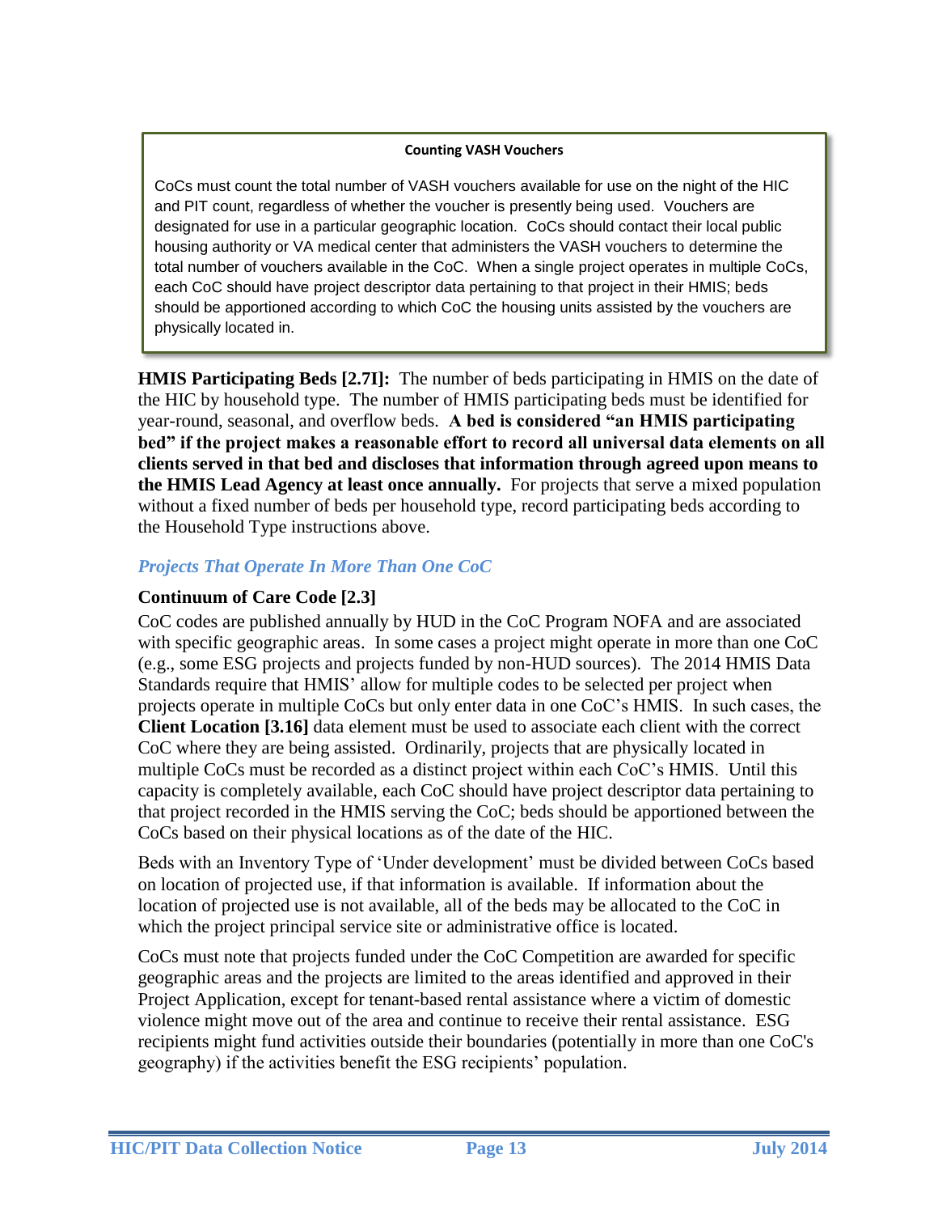**Counting VASH Vouchers**

CoCs must count the total number of VASH vouchers available for use on the night of the HIC and PIT count, regardless of whether the voucher is presently being used. Vouchers are designated for use in a particular geographic location. CoCs should contact their local public housing authority or VA medical center that administers the VASH vouchers to determine the total number of vouchers available in the CoC. When a single project operates in multiple CoCs, each CoC should have project descriptor data pertaining to that project in their HMIS; beds should be apportioned according to which CoC the housing units assisted by the vouchers are physically located in.

**HMIS Participating Beds [2.7I]:** The number of beds participating in HMIS on the date of the HIC by household type. The number of HMIS participating beds must be identified for year-round, seasonal, and overflow beds. **A bed is considered "an HMIS participating bed" if the project makes a reasonable effort to record all universal data elements on all clients served in that bed and discloses that information through agreed upon means to the HMIS Lead Agency at least once annually.** For projects that serve a mixed population without a fixed number of beds per household type, record participating beds according to the Household Type instructions above.

### *Projects That Operate In More Than One CoC*

#### Continuum of Care Code [2.3]

CoC codes are published annually by HUD in the CoC Program NOFA and are associated with specific geographic areas. In some cases a project might operate in more than one CoC (e.g., some ESG projects and projects funded by non-HUD sources). The 2014 HMIS Data Standards require that HMIS' allow for multiple codes to be selected per project when projects operate in multiple CoCs but only enter data in one CoC's HMIS. In such cases, the **Client Location [3.16]** data element must be used to associate each client with the correct CoC where they are being assisted. Ordinarily, projects that are physically located in multiple CoCs must be recorded as a distinct project within each CoC's HMIS. Until this capacity is completely available, each CoC should have project descriptor data pertaining to that project recorded in the HMIS serving the CoC; beds should be apportioned between the CoCs based on their physical locations as of the date of the HIC.

Beds with an Inventory Type of 'Under development' must be divided between CoCs based on location of projected use, if that information is available. If information about the location of projected use is not available, all of the beds may be allocated to the CoC in which the project principal service site or administrative office is located.

CoCs must note that projects funded under the CoC Competition are awarded for specific geographic areas and the projects are limited to the areas identified and approved in their Project Application, except for tenant-based rental assistance where a victim of domestic violence might move out of the area and continue to receive their rental assistance. ESG recipients might fund activities outside their boundaries (potentially in more than one CoC's geography) if the activities benefit the ESG recipients' population.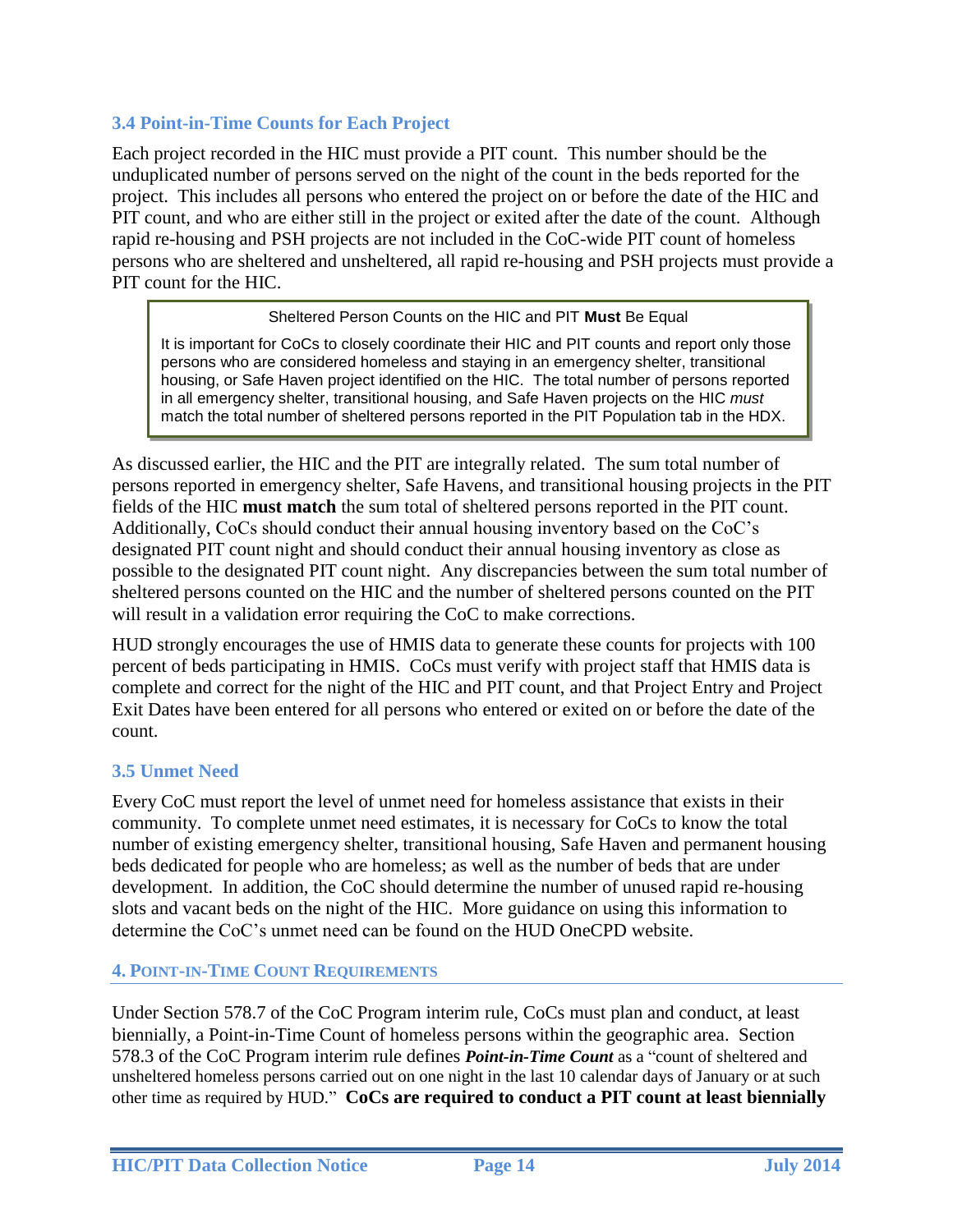### 3.4 Point-in-Time Counts for Each Project

Each project recorded in the HIC must provide a PIT count. This number should be the unduplicated number of persons served on the night of the count in the beds reported for the project. This includes all persons who entered the project on or before the date of the HIC and PIT count, and who are either still in the project or exited after the date of the count. Although rapid re-housing and PSH projects are not included in the CoC-wide PIT count of homeless persons who are sheltered and unsheltered, all rapid re-housing and PSH projects must provide a PIT count for the HIC.

> Sheltered Person Counts on the HIC and PIT **Must** Be Equal
>
> It is important for CoCs to closely coordinate their HIC and PIT counts and report only those persons who are considered homeless and staying in an emergency shelter, transitional housing, or Safe Haven project identified on the HIC. The total number of persons reported in all emergency shelter, transitional housing, and Safe Haven projects on the HIC *must* match the total number of sheltered persons reported in the PIT Population tab in the HDX.

As discussed earlier, the HIC and the PIT are integrally related. The sum total number of persons reported in emergency shelter, Safe Havens, and transitional housing projects in the PIT fields of the HIC **must match** the sum total of sheltered persons reported in the PIT count. Additionally, CoCs should conduct their annual housing inventory based on the CoC's designated PIT count night and should conduct their annual housing inventory as close as possible to the designated PIT count night. Any discrepancies between the sum total number of sheltered persons counted on the HIC and the number of sheltered persons counted on the PIT will result in a validation error requiring the CoC to make corrections.

HUD strongly encourages the use of HMIS data to generate these counts for projects with 100 percent of beds participating in HMIS. CoCs must verify with project staff that HMIS data is complete and correct for the night of the HIC and PIT count, and that Project Entry and Project Exit Dates have been entered for all persons who entered or exited on or before the date of the count.

### 3.5 Unmet Need

Every CoC must report the level of unmet need for homeless assistance that exists in their community. To complete unmet need estimates, it is necessary for CoCs to know the total number of existing emergency shelter, transitional housing, Safe Haven and permanent housing beds dedicated for people who are homeless; as well as the number of beds that are under development. In addition, the CoC should determine the number of unused rapid re-housing slots and vacant beds on the night of the HIC. More guidance on using this information to determine the CoC's unmet need can be found on the HUD OneCPD website.

## 4. Point-in-Time Count Requirements

Under Section 578.7 of the CoC Program interim rule, CoCs must plan and conduct, at least biennially, a Point-in-Time Count of homeless persons within the geographic area. Section 578.3 of the CoC Program interim rule defines ***Point-in-Time Count*** as a "count of sheltered and unsheltered homeless persons carried out on one night in the last 10 calendar days of January or at such other time as required by HUD." **CoCs are required to conduct a PIT count at least biennially**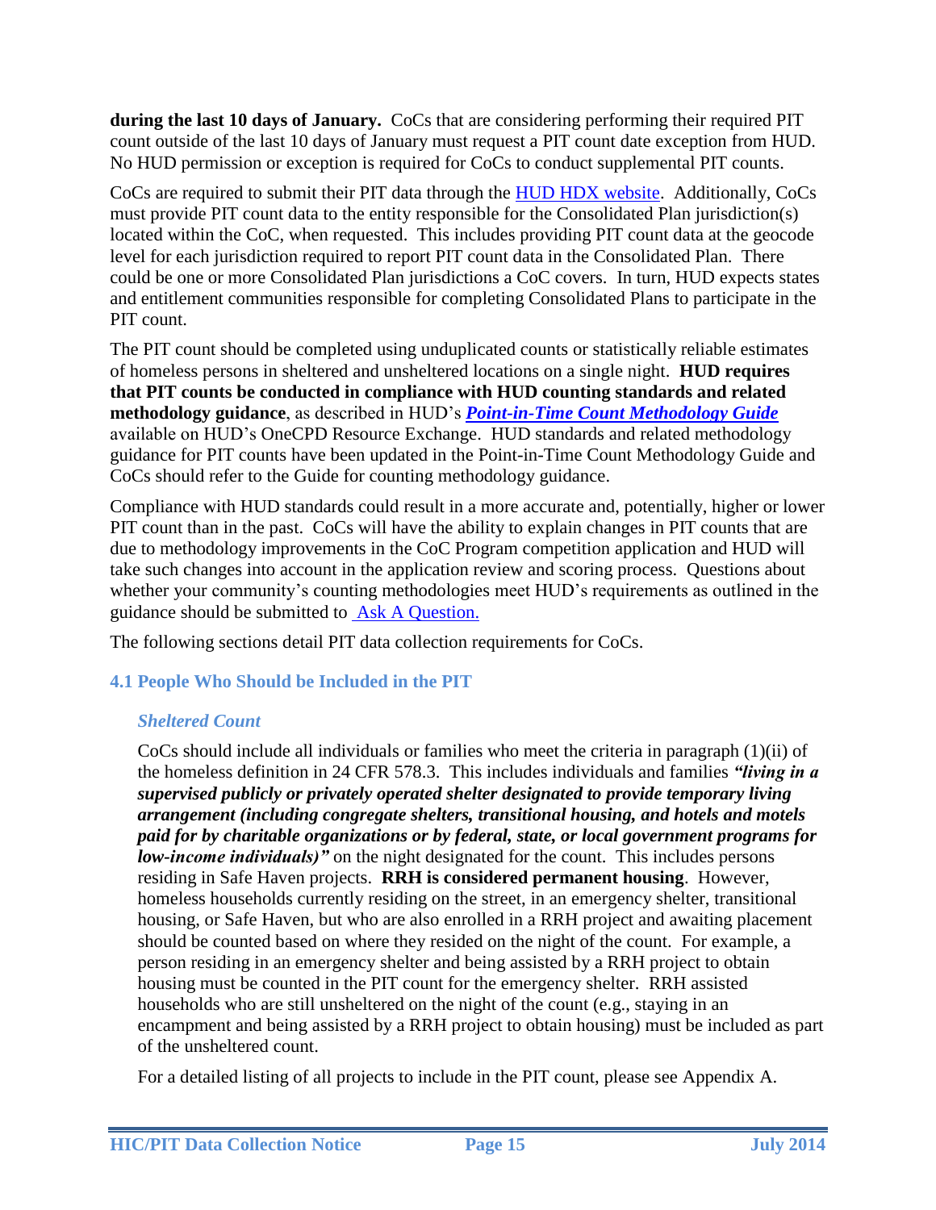**during the last 10 days of January.** CoCs that are considering performing their required PIT count outside of the last 10 days of January must request a PIT count date exception from HUD. No HUD permission or exception is required for CoCs to conduct supplemental PIT counts.

CoCs are required to submit their PIT data through the HUD HDX website. Additionally, CoCs must provide PIT count data to the entity responsible for the Consolidated Plan jurisdiction(s) located within the CoC, when requested. This includes providing PIT count data at the geocode level for each jurisdiction required to report PIT count data in the Consolidated Plan. There could be one or more Consolidated Plan jurisdictions a CoC covers. In turn, HUD expects states and entitlement communities responsible for completing Consolidated Plans to participate in the PIT count.

The PIT count should be completed using unduplicated counts or statistically reliable estimates of homeless persons in sheltered and unsheltered locations on a single night. **HUD requires that PIT counts be conducted in compliance with HUD counting standards and related methodology guidance**, as described in HUD's ***Point-in-Time Count Methodology Guide*** available on HUD's OneCPD Resource Exchange. HUD standards and related methodology guidance for PIT counts have been updated in the Point-in-Time Count Methodology Guide and CoCs should refer to the Guide for counting methodology guidance.

Compliance with HUD standards could result in a more accurate and, potentially, higher or lower PIT count than in the past. CoCs will have the ability to explain changes in PIT counts that are due to methodology improvements in the CoC Program competition application and HUD will take such changes into account in the application review and scoring process. Questions about whether your community's counting methodologies meet HUD's requirements as outlined in the guidance should be submitted to Ask A Question.

The following sections detail PIT data collection requirements for CoCs.

## 4.1 People Who Should be Included in the PIT

### *Sheltered Count*

CoCs should include all individuals or families who meet the criteria in paragraph (1)(ii) of the homeless definition in 24 CFR 578.3. This includes individuals and families ***"living in a supervised publicly or privately operated shelter designated to provide temporary living arrangement (including congregate shelters, transitional housing, and hotels and motels paid for by charitable organizations or by federal, state, or local government programs for low-income individuals)"*** on the night designated for the count. This includes persons residing in Safe Haven projects. **RRH is considered permanent housing**. However, homeless households currently residing on the street, in an emergency shelter, transitional housing, or Safe Haven, but who are also enrolled in a RRH project and awaiting placement should be counted based on where they resided on the night of the count. For example, a person residing in an emergency shelter and being assisted by a RRH project to obtain housing must be counted in the PIT count for the emergency shelter. RRH assisted households who are still unsheltered on the night of the count (e.g., staying in an encampment and being assisted by a RRH project to obtain housing) must be included as part of the unsheltered count.

For a detailed listing of all projects to include in the PIT count, please see Appendix A.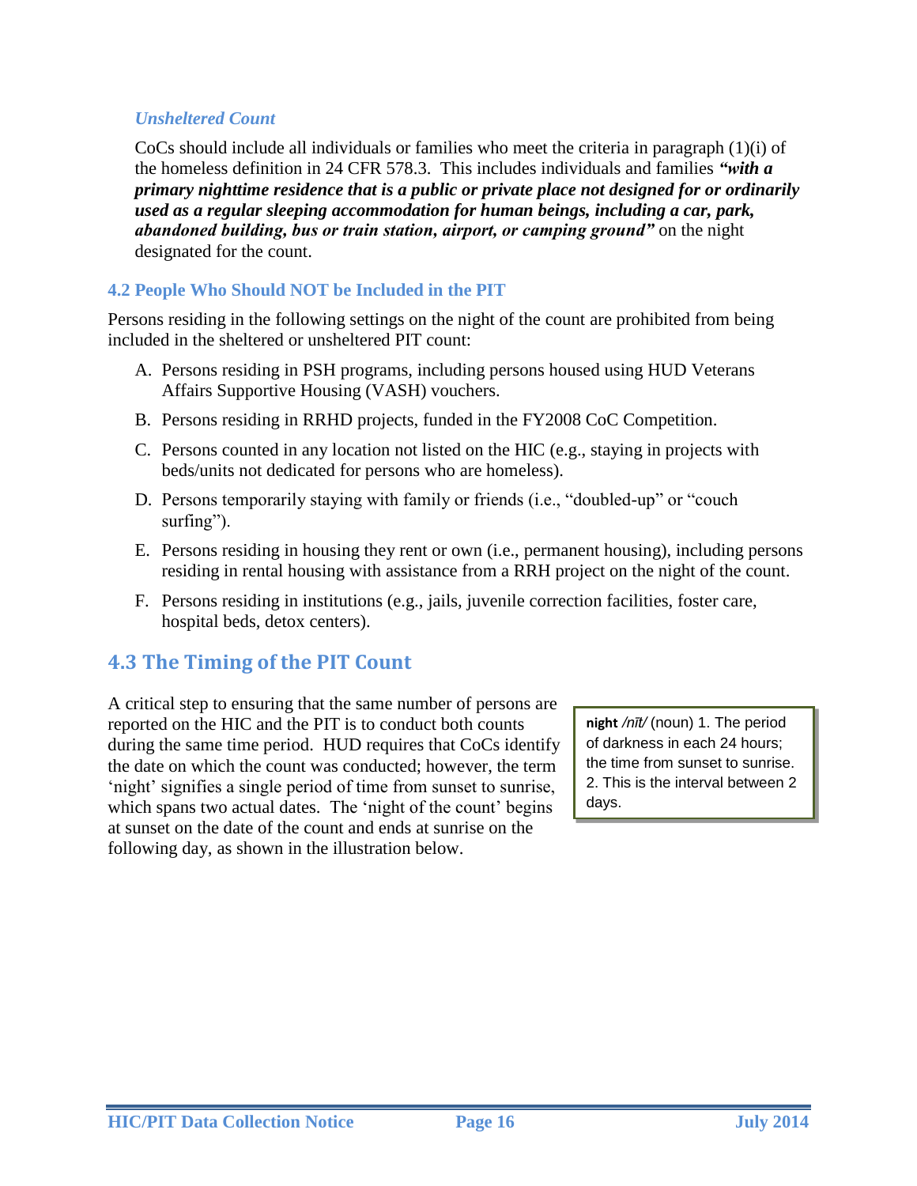*Unsheltered Count*

CoCs should include all individuals or families who meet the criteria in paragraph (1)(i) of the homeless definition in 24 CFR 578.3. This includes individuals and families ***"with a primary nighttime residence that is a public or private place not designed for or ordinarily used as a regular sleeping accommodation for human beings, including a car, park, abandoned building, bus or train station, airport, or camping ground"*** on the night designated for the count.

### 4.2 People Who Should NOT be Included in the PIT

Persons residing in the following settings on the night of the count are prohibited from being included in the sheltered or unsheltered PIT count:

A. Persons residing in PSH programs, including persons housed using HUD Veterans Affairs Supportive Housing (VASH) vouchers.

B. Persons residing in RRHD projects, funded in the FY2008 CoC Competition.

C. Persons counted in any location not listed on the HIC (e.g., staying in projects with beds/units not dedicated for persons who are homeless).

D. Persons temporarily staying with family or friends (i.e., "doubled-up" or "couch surfing").

E. Persons residing in housing they rent or own (i.e., permanent housing), including persons residing in rental housing with assistance from a RRH project on the night of the count.

F. Persons residing in institutions (e.g., jails, juvenile correction facilities, foster care, hospital beds, detox centers).

## 4.3 The Timing of the PIT Count

A critical step to ensuring that the same number of persons are reported on the HIC and the PIT is to conduct both counts during the same time period. HUD requires that CoCs identify the date on which the count was conducted; however, the term 'night' signifies a single period of time from sunset to sunrise, which spans two actual dates. The 'night of the count' begins at sunset on the date of the count and ends at sunrise on the following day, as shown in the illustration below.

> **night** */nīt/* (noun) 1. The period of darkness in each 24 hours; the time from sunset to sunrise. 2. This is the interval between 2 days.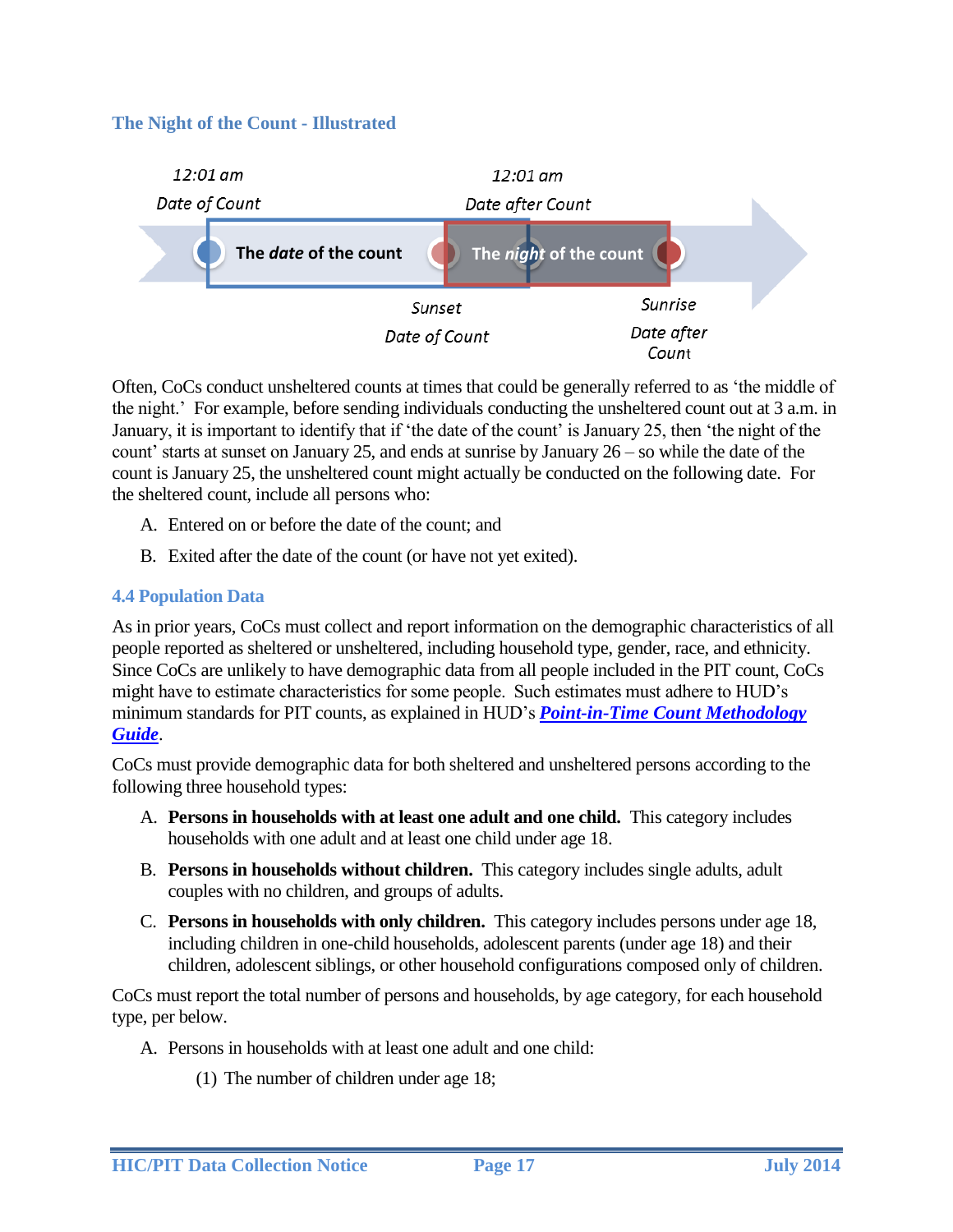### The Night of the Count - Illustrated

12:01 am
Date of Count

12:01 am
Date after Count

The *date* of the count

The *night* of the count

Sunset
Date of Count

Sunrise
Date after Count

Often, CoCs conduct unsheltered counts at times that could be generally referred to as 'the middle of the night.' For example, before sending individuals conducting the unsheltered count out at 3 a.m. in January, it is important to identify that if 'the date of the count' is January 25, then 'the night of the count' starts at sunset on January 25, and ends at sunrise by January 26 – so while the date of the count is January 25, the unsheltered count might actually be conducted on the following date. For the sheltered count, include all persons who:

A. Entered on or before the date of the count; and

B. Exited after the date of the count (or have not yet exited).

### 4.4 Population Data

As in prior years, CoCs must collect and report information on the demographic characteristics of all people reported as sheltered or unsheltered, including household type, gender, race, and ethnicity. Since CoCs are unlikely to have demographic data from all people included in the PIT count, CoCs might have to estimate characteristics for some people. Such estimates must adhere to HUD's minimum standards for PIT counts, as explained in HUD's ***Point-in-Time Count Methodology Guide***.

CoCs must provide demographic data for both sheltered and unsheltered persons according to the following three household types:

A. **Persons in households with at least one adult and one child.** This category includes households with one adult and at least one child under age 18.

B. **Persons in households without children.** This category includes single adults, adult couples with no children, and groups of adults.

C. **Persons in households with only children.** This category includes persons under age 18, including children in one-child households, adolescent parents (under age 18) and their children, adolescent siblings, or other household configurations composed only of children.

CoCs must report the total number of persons and households, by age category, for each household type, per below.

A. Persons in households with at least one adult and one child:

   (1) The number of children under age 18;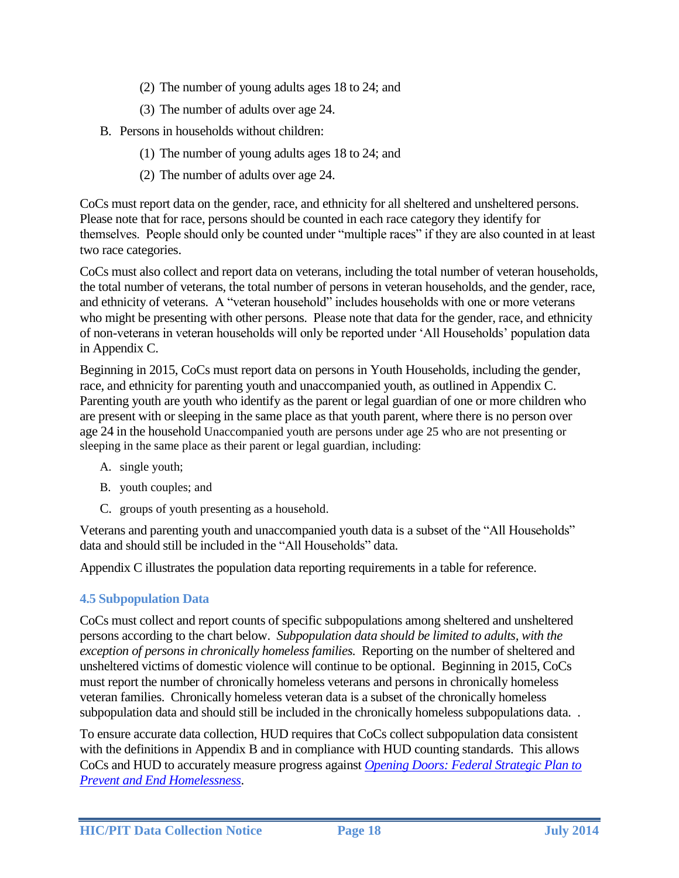(2) The number of young adults ages 18 to 24; and

(3) The number of adults over age 24.

B. Persons in households without children:

(1) The number of young adults ages 18 to 24; and

(2) The number of adults over age 24.

CoCs must report data on the gender, race, and ethnicity for all sheltered and unsheltered persons. Please note that for race, persons should be counted in each race category they identify for themselves. People should only be counted under “multiple races” if they are also counted in at least two race categories.

CoCs must also collect and report data on veterans, including the total number of veteran households, the total number of veterans, the total number of persons in veteran households, and the gender, race, and ethnicity of veterans. A “veteran household” includes households with one or more veterans who might be presenting with other persons. Please note that data for the gender, race, and ethnicity of non-veterans in veteran households will only be reported under ‘All Households’ population data in Appendix C.

Beginning in 2015, CoCs must report data on persons in Youth Households, including the gender, race, and ethnicity for parenting youth and unaccompanied youth, as outlined in Appendix C. Parenting youth are youth who identify as the parent or legal guardian of one or more children who are present with or sleeping in the same place as that youth parent, where there is no person over age 24 in the household Unaccompanied youth are persons under age 25 who are not presenting or sleeping in the same place as their parent or legal guardian, including:

A. single youth;

B. youth couples; and

C. groups of youth presenting as a household.

Veterans and parenting youth and unaccompanied youth data is a subset of the “All Households” data and should still be included in the “All Households” data.

Appendix C illustrates the population data reporting requirements in a table for reference.

### 4.5 Subpopulation Data

CoCs must collect and report counts of specific subpopulations among sheltered and unsheltered persons according to the chart below. *Subpopulation data should be limited to adults, with the exception of persons in chronically homeless families.* Reporting on the number of sheltered and unsheltered victims of domestic violence will continue to be optional. Beginning in 2015, CoCs must report the number of chronically homeless veterans and persons in chronically homeless veteran families. Chronically homeless veteran data is a subset of the chronically homeless subpopulation data and should still be included in the chronically homeless subpopulations data. .

To ensure accurate data collection, HUD requires that CoCs collect subpopulation data consistent with the definitions in Appendix B and in compliance with HUD counting standards. This allows CoCs and HUD to accurately measure progress against *Opening Doors: Federal Strategic Plan to Prevent and End Homelessness*.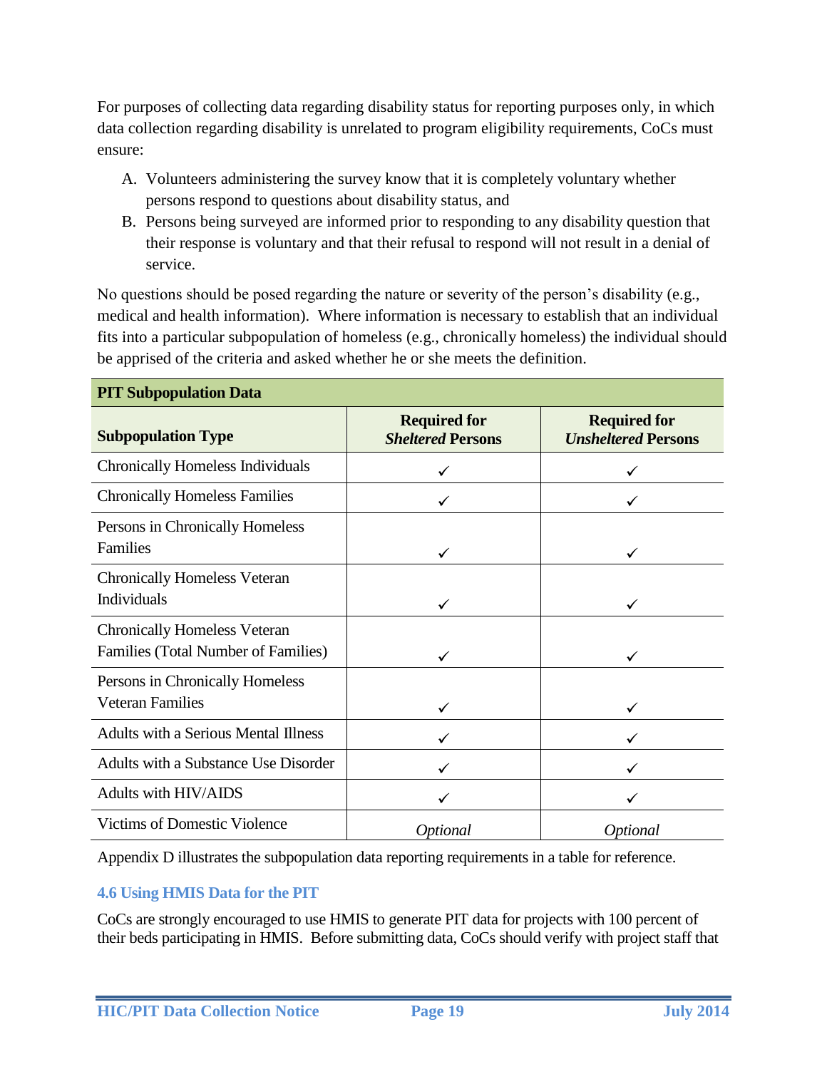For purposes of collecting data regarding disability status for reporting purposes only, in which data collection regarding disability is unrelated to program eligibility requirements, CoCs must ensure:

A. Volunteers administering the survey know that it is completely voluntary whether persons respond to questions about disability status, and
B. Persons being surveyed are informed prior to responding to any disability question that their response is voluntary and that their refusal to respond will not result in a denial of service.

No questions should be posed regarding the nature or severity of the person's disability (e.g., medical and health information). Where information is necessary to establish that an individual fits into a particular subpopulation of homeless (e.g., chronically homeless) the individual should be apprised of the criteria and asked whether he or she meets the definition.

| **PIT Subpopulation Data** | | |
|---|---|---|
| **Subpopulation Type** | **Required for *Sheltered* Persons** | **Required for *Unsheltered* Persons** |
| Chronically Homeless Individuals | ✓ | ✓ |
| Chronically Homeless Families | ✓ | ✓ |
| Persons in Chronically Homeless Families | ✓ | ✓ |
| Chronically Homeless Veteran Individuals | ✓ | ✓ |
| Chronically Homeless Veteran Families (Total Number of Families) | ✓ | ✓ |
| Persons in Chronically Homeless Veteran Families | ✓ | ✓ |
| Adults with a Serious Mental Illness | ✓ | ✓ |
| Adults with a Substance Use Disorder | ✓ | ✓ |
| Adults with HIV/AIDS | ✓ | ✓ |
| Victims of Domestic Violence | *Optional* | *Optional* |

Appendix D illustrates the subpopulation data reporting requirements in a table for reference.

### 4.6 Using HMIS Data for the PIT

CoCs are strongly encouraged to use HMIS to generate PIT data for projects with 100 percent of their beds participating in HMIS. Before submitting data, CoCs should verify with project staff that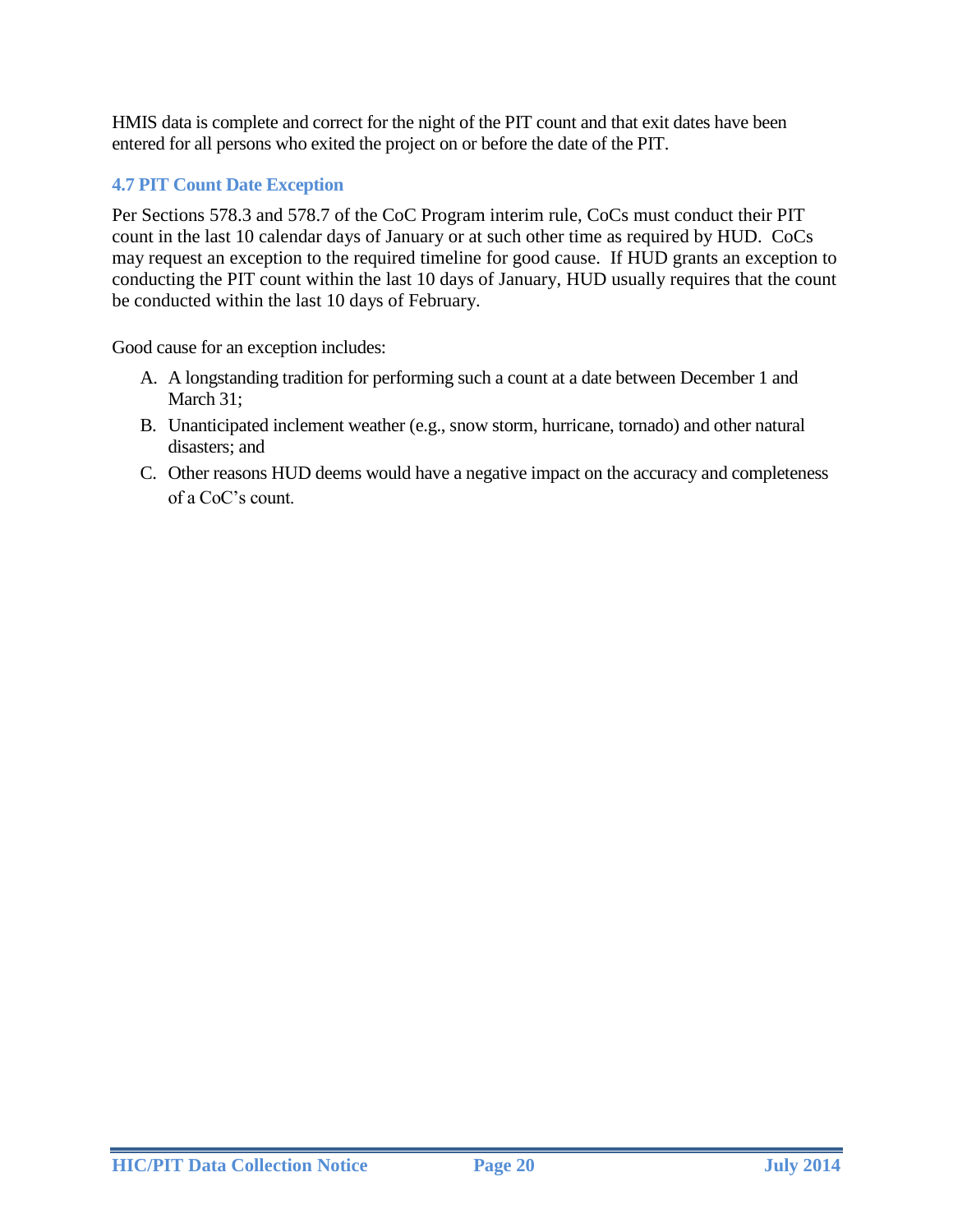HMIS data is complete and correct for the night of the PIT count and that exit dates have been entered for all persons who exited the project on or before the date of the PIT.

### 4.7 PIT Count Date Exception

Per Sections 578.3 and 578.7 of the CoC Program interim rule, CoCs must conduct their PIT count in the last 10 calendar days of January or at such other time as required by HUD. CoCs may request an exception to the required timeline for good cause. If HUD grants an exception to conducting the PIT count within the last 10 days of January, HUD usually requires that the count be conducted within the last 10 days of February.

Good cause for an exception includes:

A. A longstanding tradition for performing such a count at a date between December 1 and March 31;

B. Unanticipated inclement weather (e.g., snow storm, hurricane, tornado) and other natural disasters; and

C. Other reasons HUD deems would have a negative impact on the accuracy and completeness of a CoC's count.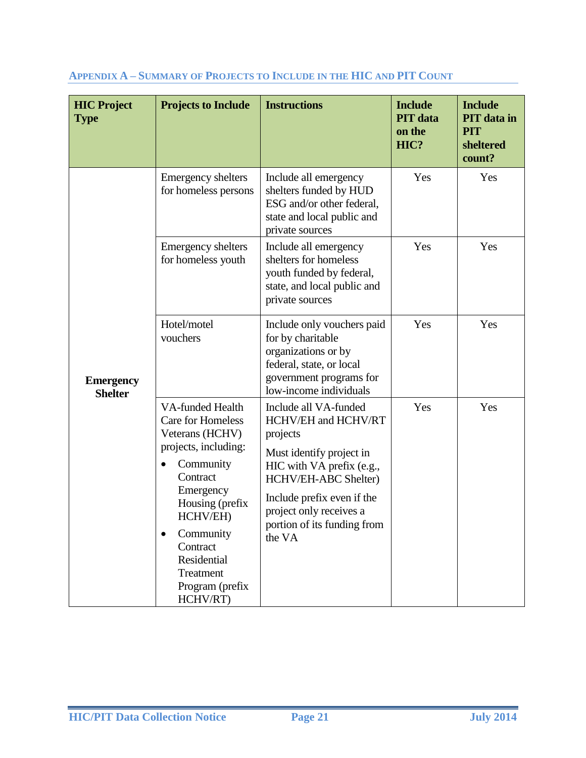## Appendix A – Summary of Projects to Include in the HIC and PIT Count

| HIC Project Type | Projects to Include | Instructions | Include PIT data on the HIC? | Include PIT data in PIT sheltered count? |
|---|---|---|---|---|
| **Emergency Shelter** | Emergency shelters for homeless persons | Include all emergency shelters funded by HUD ESG and/or other federal, state and local public and private sources | Yes | Yes |
| | Emergency shelters for homeless youth | Include all emergency shelters for homeless youth funded by federal, state, and local public and private sources | Yes | Yes |
| | Hotel/motel vouchers | Include only vouchers paid for by charitable organizations or by federal, state, or local government programs for low-income individuals | Yes | Yes |
| | VA-funded Health Care for Homeless Veterans (HCHV) projects, including: <br>• Community Contract Emergency Housing (prefix HCHV/EH) <br>• Community Contract Residential Treatment Program (prefix HCHV/RT) | Include all VA-funded HCHV/EH and HCHV/RT projects <br><br>Must identify project in HIC with VA prefix (e.g., HCHV/EH-ABC Shelter) <br><br>Include prefix even if the project only receives a portion of its funding from the VA | Yes | Yes |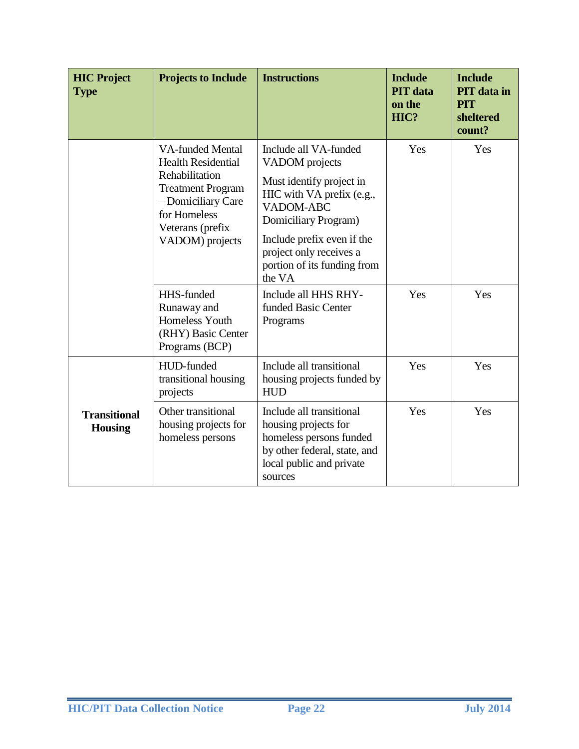| HIC Project Type | Projects to Include | Instructions | Include PIT data on the HIC? | Include PIT data in PIT sheltered count? |
|---|---|---|---|---|
| | VA-funded Mental Health Residential Rehabilitation Treatment Program – Domiciliary Care for Homeless Veterans (prefix VADOM) projects | Include all VA-funded VADOM projects<br><br>Must identify project in HIC with VA prefix (e.g., VADOM-ABC Domiciliary Program)<br><br>Include prefix even if the project only receives a portion of its funding from the VA | Yes | Yes |
| | HHS-funded Runaway and Homeless Youth (RHY) Basic Center Programs (BCP) | Include all HHS RHY-funded Basic Center Programs | Yes | Yes |
| **Transitional Housing** | HUD-funded transitional housing projects | Include all transitional housing projects funded by HUD | Yes | Yes |
| | Other transitional housing projects for homeless persons | Include all transitional housing projects for homeless persons funded by other federal, state, and local public and private sources | Yes | Yes |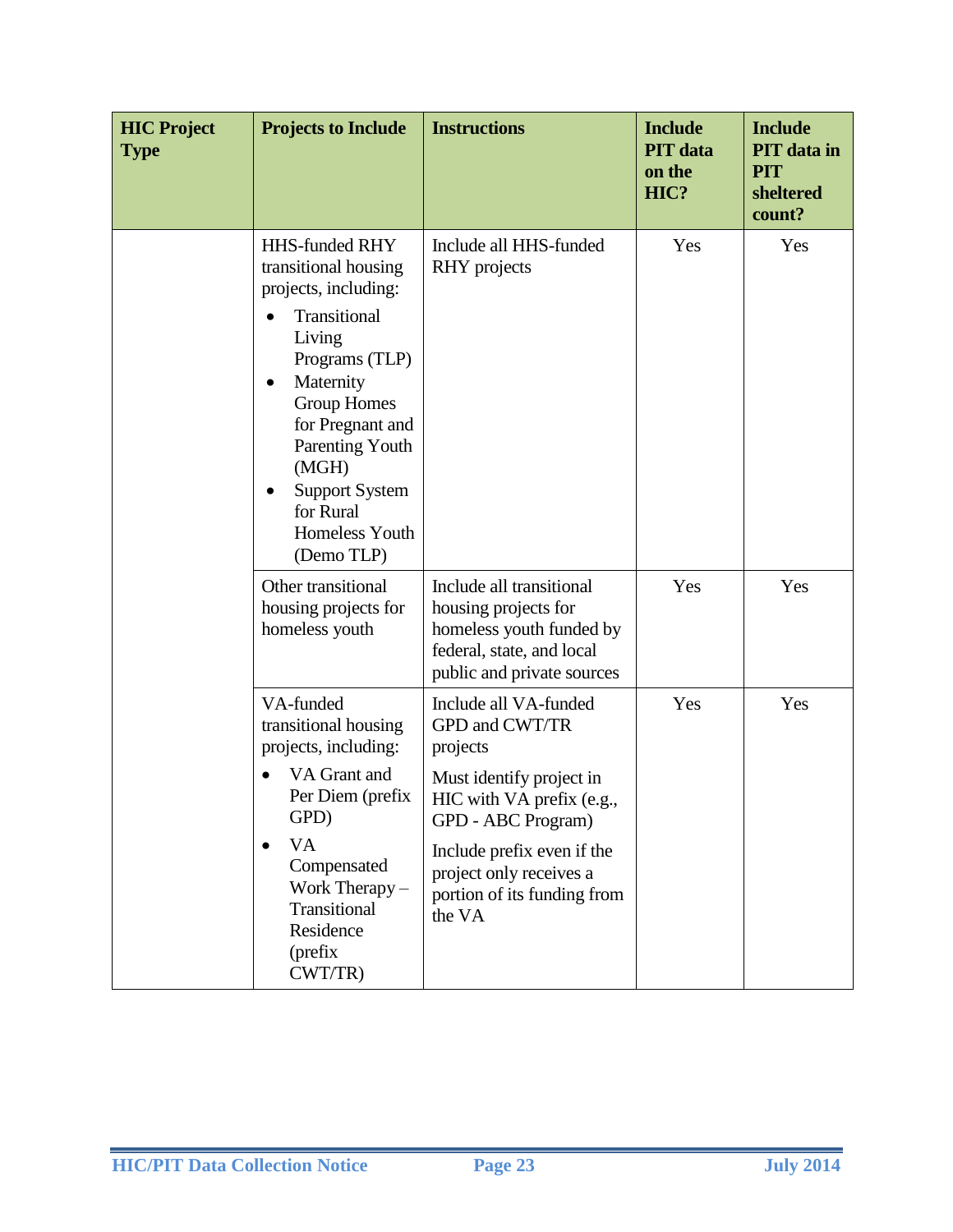| HIC Project Type | Projects to Include | Instructions | Include PIT data on the HIC? | Include PIT data in PIT sheltered count? |
|---|---|---|---|---|
| | HHS-funded RHY transitional housing projects, including:<br>• Transitional Living Programs (TLP)<br>• Maternity Group Homes for Pregnant and Parenting Youth (MGH)<br>• Support System for Rural Homeless Youth (Demo TLP) | Include all HHS-funded RHY projects | Yes | Yes |
| | Other transitional housing projects for homeless youth | Include all transitional housing projects for homeless youth funded by federal, state, and local public and private sources | Yes | Yes |
| | VA-funded transitional housing projects, including:<br>• VA Grant and Per Diem (prefix GPD)<br>• VA Compensated Work Therapy – Transitional Residence (prefix CWT/TR) | Include all VA-funded GPD and CWT/TR projects<br><br>Must identify project in HIC with VA prefix (e.g., GPD - ABC Program)<br><br>Include prefix even if the project only receives a portion of its funding from the VA | Yes | Yes |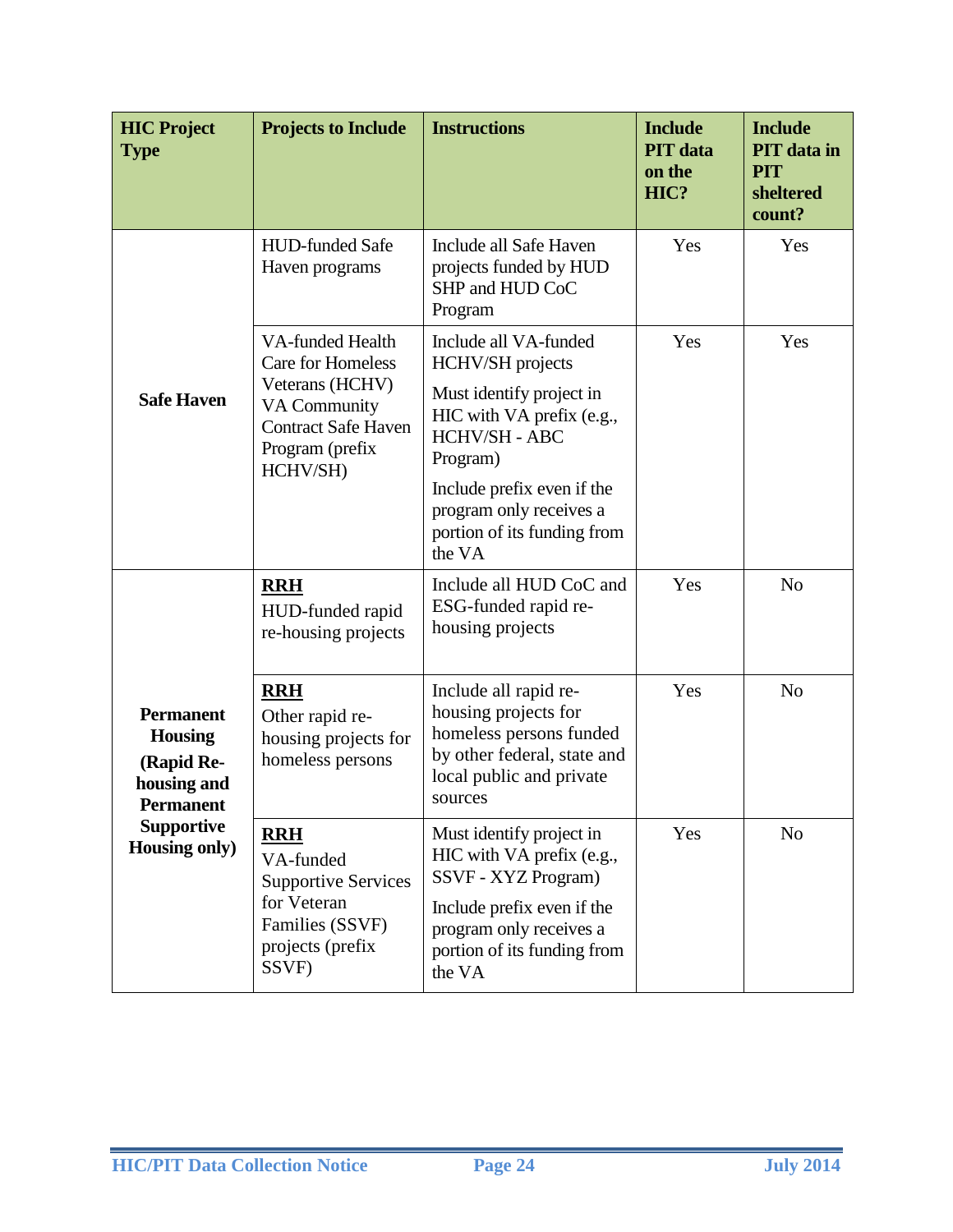| HIC Project Type | Projects to Include | Instructions | Include PIT data on the HIC? | Include PIT data in PIT sheltered count? |
|---|---|---|---|---|
| **Safe Haven** | HUD-funded Safe Haven programs | Include all Safe Haven projects funded by HUD SHP and HUD CoC Program | Yes | Yes |
| | VA-funded Health Care for Homeless Veterans (HCHV) VA Community Contract Safe Haven Program (prefix HCHV/SH) | Include all VA-funded HCHV/SH projects<br><br>Must identify project in HIC with VA prefix (e.g., HCHV/SH - ABC Program)<br><br>Include prefix even if the program only receives a portion of its funding from the VA | Yes | Yes |
| **Permanent Housing (Rapid Re-housing and Permanent Supportive Housing only)** | **RRH**<br>HUD-funded rapid re-housing projects | Include all HUD CoC and ESG-funded rapid re-housing projects | Yes | No |
| | **RRH**<br>Other rapid re-housing projects for homeless persons | Include all rapid re-housing projects for homeless persons funded by other federal, state and local public and private sources | Yes | No |
| | **RRH**<br>VA-funded Supportive Services for Veteran Families (SSVF) projects (prefix SSVF) | Must identify project in HIC with VA prefix (e.g., SSVF - XYZ Program)<br><br>Include prefix even if the program only receives a portion of its funding from the VA | Yes | No |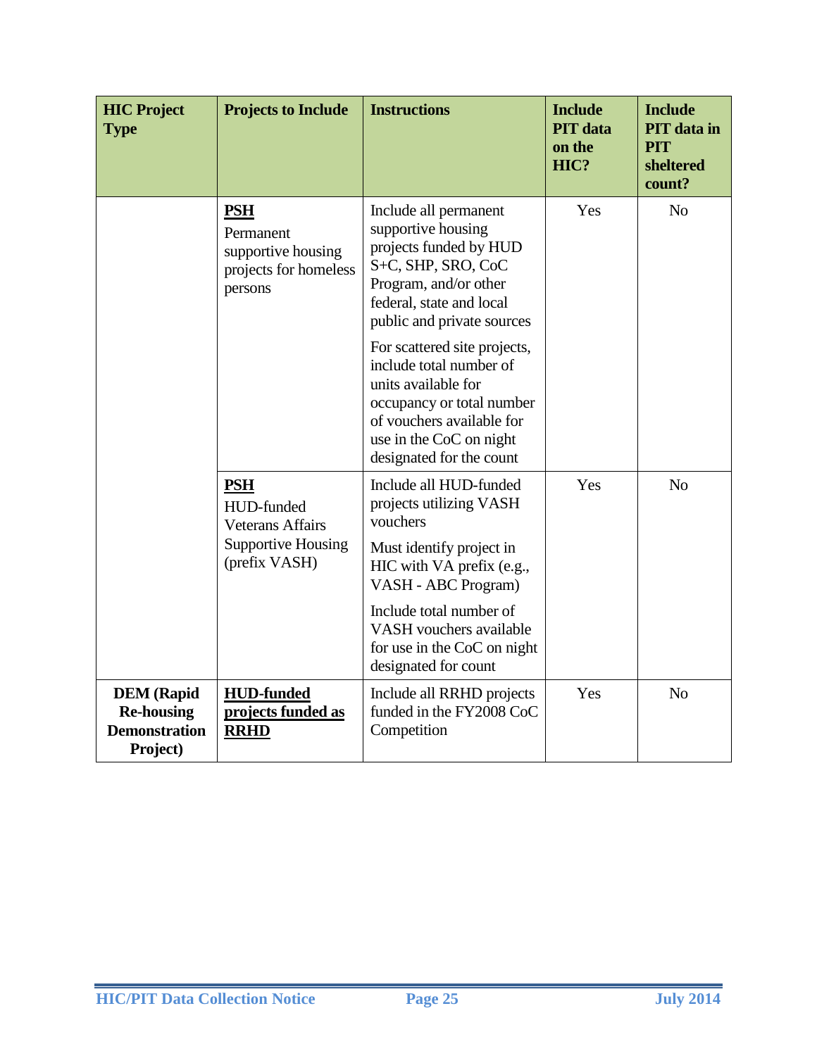| HIC Project Type | Projects to Include | Instructions | Include PIT data on the HIC? | Include PIT data in PIT sheltered count? |
|---|---|---|---|---|
| | **PSH** Permanent supportive housing projects for homeless persons | Include all permanent supportive housing projects funded by HUD S+C, SHP, SRO, CoC Program, and/or other federal, state and local public and private sources<br><br>For scattered site projects, include total number of units available for occupancy or total number of vouchers available for use in the CoC on night designated for the count | Yes | No |
| | **PSH** HUD-funded Veterans Affairs Supportive Housing (prefix VASH) | Include all HUD-funded projects utilizing VASH vouchers<br><br>Must identify project in HIC with VA prefix (e.g., VASH - ABC Program)<br><br>Include total number of VASH vouchers available for use in the CoC on night designated for count | Yes | No |
| **DEM (Rapid Re-housing Demonstration Project)** | **HUD-funded projects funded as RRHD** | Include all RRHD projects funded in the FY2008 CoC Competition | Yes | No |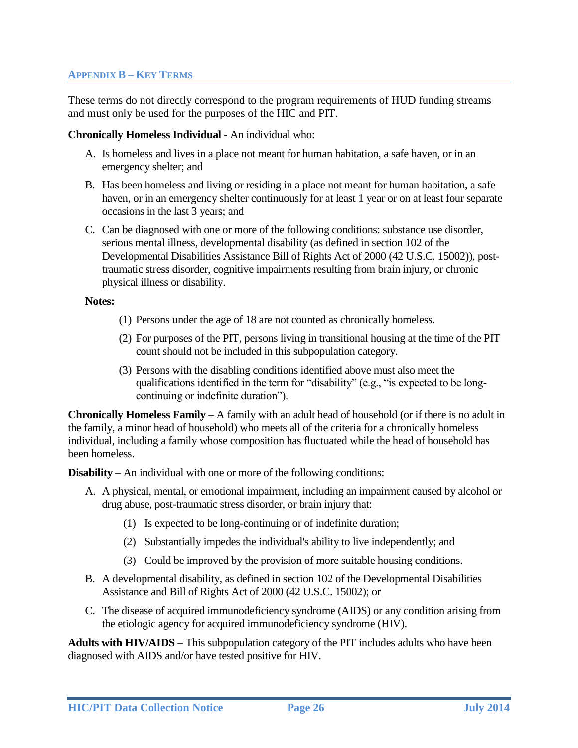## Appendix B – Key Terms

These terms do not directly correspond to the program requirements of HUD funding streams and must only be used for the purposes of the HIC and PIT.

**Chronically Homeless Individual** - An individual who:

A. Is homeless and lives in a place not meant for human habitation, a safe haven, or in an emergency shelter; and

B. Has been homeless and living or residing in a place not meant for human habitation, a safe haven, or in an emergency shelter continuously for at least 1 year or on at least four separate occasions in the last 3 years; and

C. Can be diagnosed with one or more of the following conditions: substance use disorder, serious mental illness, developmental disability (as defined in section 102 of the Developmental Disabilities Assistance Bill of Rights Act of 2000 (42 U.S.C. 15002)), post-traumatic stress disorder, cognitive impairments resulting from brain injury, or chronic physical illness or disability.

**Notes:**

(1) Persons under the age of 18 are not counted as chronically homeless.

(2) For purposes of the PIT, persons living in transitional housing at the time of the PIT count should not be included in this subpopulation category.

(3) Persons with the disabling conditions identified above must also meet the qualifications identified in the term for "disability" (e.g., "is expected to be long-continuing or indefinite duration").

**Chronically Homeless Family** – A family with an adult head of household (or if there is no adult in the family, a minor head of household) who meets all of the criteria for a chronically homeless individual, including a family whose composition has fluctuated while the head of household has been homeless.

**Disability** – An individual with one or more of the following conditions:

A. A physical, mental, or emotional impairment, including an impairment caused by alcohol or drug abuse, post-traumatic stress disorder, or brain injury that:

   (1) Is expected to be long-continuing or of indefinite duration;

   (2) Substantially impedes the individual's ability to live independently; and

   (3) Could be improved by the provision of more suitable housing conditions.

B. A developmental disability, as defined in section 102 of the Developmental Disabilities Assistance and Bill of Rights Act of 2000 (42 U.S.C. 15002); or

C. The disease of acquired immunodeficiency syndrome (AIDS) or any condition arising from the etiologic agency for acquired immunodeficiency syndrome (HIV).

**Adults with HIV/AIDS** – This subpopulation category of the PIT includes adults who have been diagnosed with AIDS and/or have tested positive for HIV.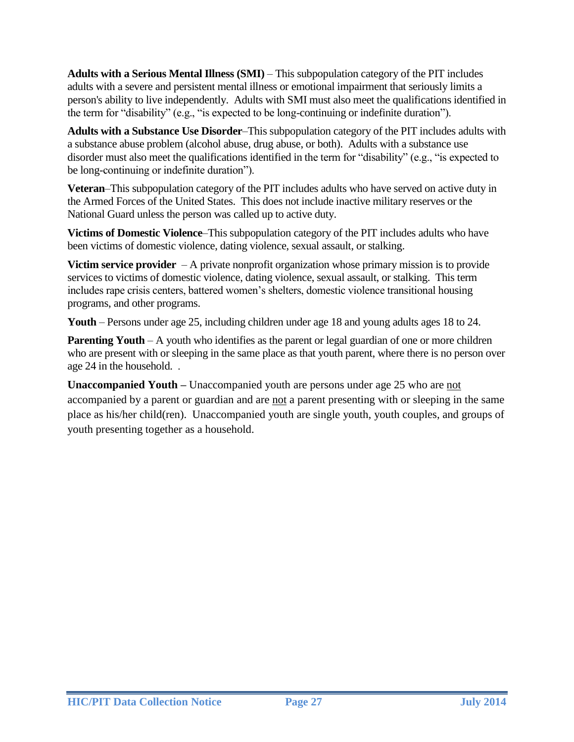**Adults with a Serious Mental Illness (SMI)** – This subpopulation category of the PIT includes adults with a severe and persistent mental illness or emotional impairment that seriously limits a person's ability to live independently. Adults with SMI must also meet the qualifications identified in the term for "disability" (e.g., "is expected to be long-continuing or indefinite duration").

**Adults with a Substance Use Disorder**–This subpopulation category of the PIT includes adults with a substance abuse problem (alcohol abuse, drug abuse, or both). Adults with a substance use disorder must also meet the qualifications identified in the term for "disability" (e.g., "is expected to be long-continuing or indefinite duration").

**Veteran**–This subpopulation category of the PIT includes adults who have served on active duty in the Armed Forces of the United States. This does not include inactive military reserves or the National Guard unless the person was called up to active duty.

**Victims of Domestic Violence**–This subpopulation category of the PIT includes adults who have been victims of domestic violence, dating violence, sexual assault, or stalking.

**Victim service provider** – A private nonprofit organization whose primary mission is to provide services to victims of domestic violence, dating violence, sexual assault, or stalking. This term includes rape crisis centers, battered women's shelters, domestic violence transitional housing programs, and other programs.

**Youth** – Persons under age 25, including children under age 18 and young adults ages 18 to 24.

**Parenting Youth** – A youth who identifies as the parent or legal guardian of one or more children who are present with or sleeping in the same place as that youth parent, where there is no person over age 24 in the household. .

**Unaccompanied Youth –** Unaccompanied youth are persons under age 25 who are not accompanied by a parent or guardian and are not a parent presenting with or sleeping in the same place as his/her child(ren). Unaccompanied youth are single youth, youth couples, and groups of youth presenting together as a household.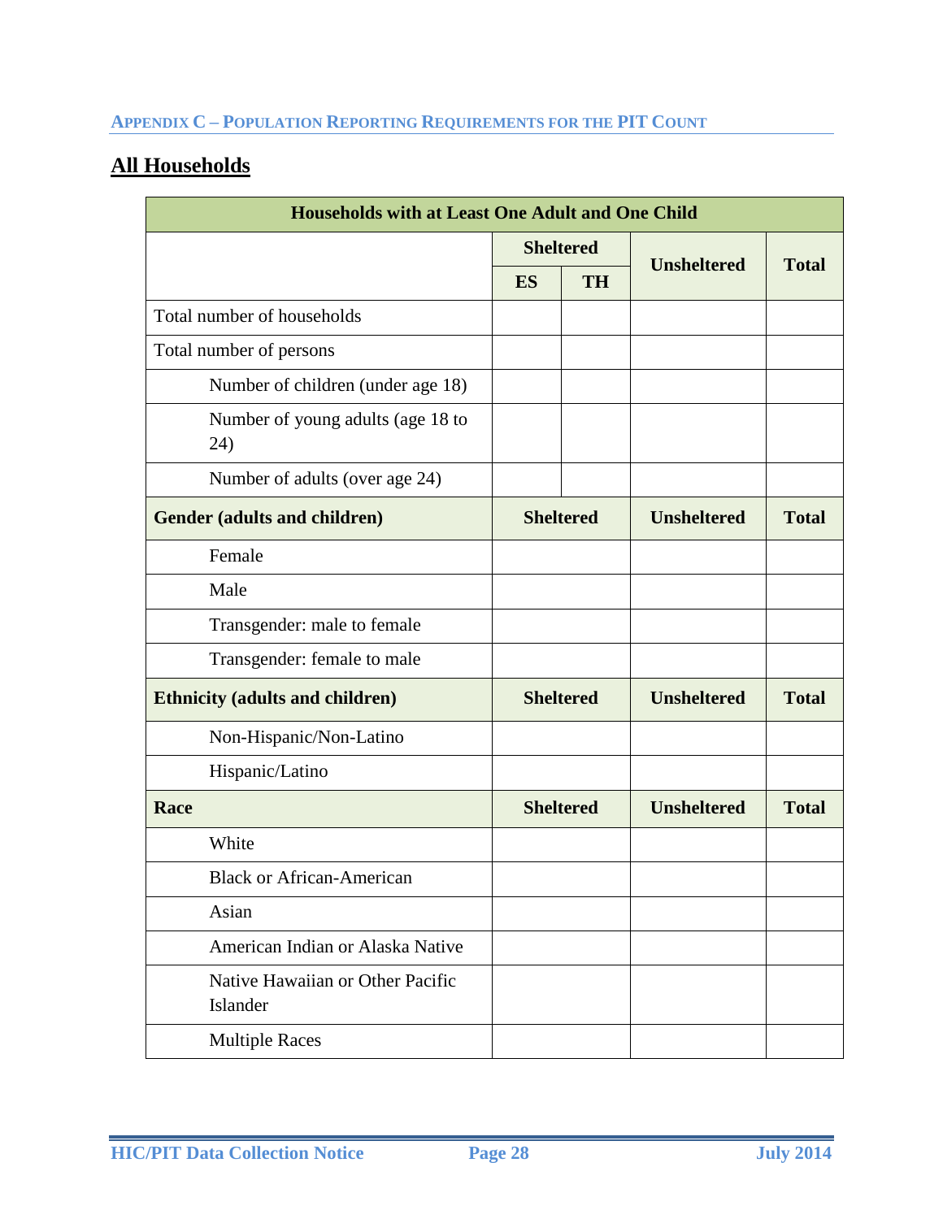## Appendix C – Population Reporting Requirements for the PIT Count

## All Households

| Households with at Least One Adult and One Child | | | | |
|---|---|---|---|---|
| | Sheltered | | Unsheltered | Total |
| | ES | TH | | |
| Total number of households | | | | |
| Total number of persons | | | | |
| Number of children (under age 18) | | | | |
| Number of young adults (age 18 to 24) | | | | |
| Number of adults (over age 24) | | | | |
| **Gender (adults and children)** | **Sheltered** | | **Unsheltered** | **Total** |
| Female | | | | |
| Male | | | | |
| Transgender: male to female | | | | |
| Transgender: female to male | | | | |
| **Ethnicity (adults and children)** | **Sheltered** | | **Unsheltered** | **Total** |
| Non-Hispanic/Non-Latino | | | | |
| Hispanic/Latino | | | | |
| **Race** | **Sheltered** | | **Unsheltered** | **Total** |
| White | | | | |
| Black or African-American | | | | |
| Asian | | | | |
| American Indian or Alaska Native | | | | |
| Native Hawaiian or Other Pacific Islander | | | | |
| Multiple Races | | | | |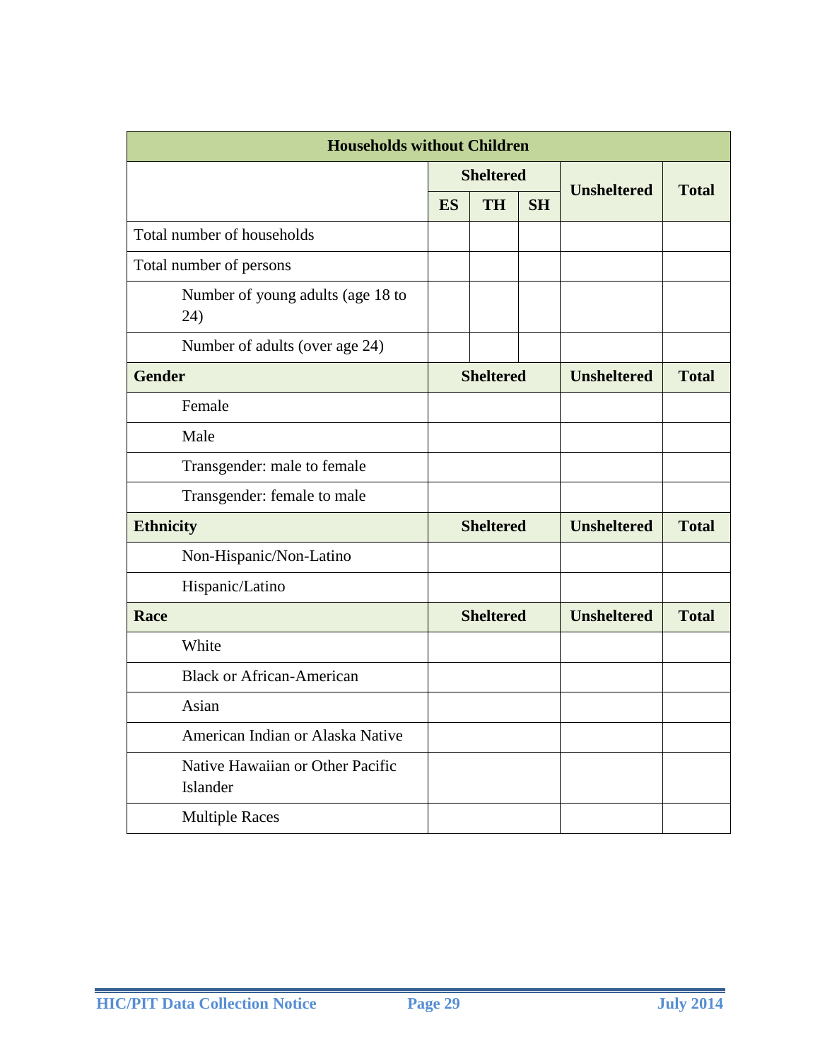| Households without Children | | | | | |
|---|---|---|---|---|---|
| | Sheltered | | | Unsheltered | Total |
| | ES | TH | SH | | |
| Total number of households | | | | | |
| Total number of persons | | | | | |
| Number of young adults (age 18 to 24) | | | | | |
| Number of adults (over age 24) | | | | | |
| **Gender** | **Sheltered** | | | **Unsheltered** | **Total** |
| Female | | | | | |
| Male | | | | | |
| Transgender: male to female | | | | | |
| Transgender: female to male | | | | | |
| **Ethnicity** | **Sheltered** | | | **Unsheltered** | **Total** |
| Non-Hispanic/Non-Latino | | | | | |
| Hispanic/Latino | | | | | |
| **Race** | **Sheltered** | | | **Unsheltered** | **Total** |
| White | | | | | |
| Black or African-American | | | | | |
| Asian | | | | | |
| American Indian or Alaska Native | | | | | |
| Native Hawaiian or Other Pacific Islander | | | | | |
| Multiple Races | | | | | |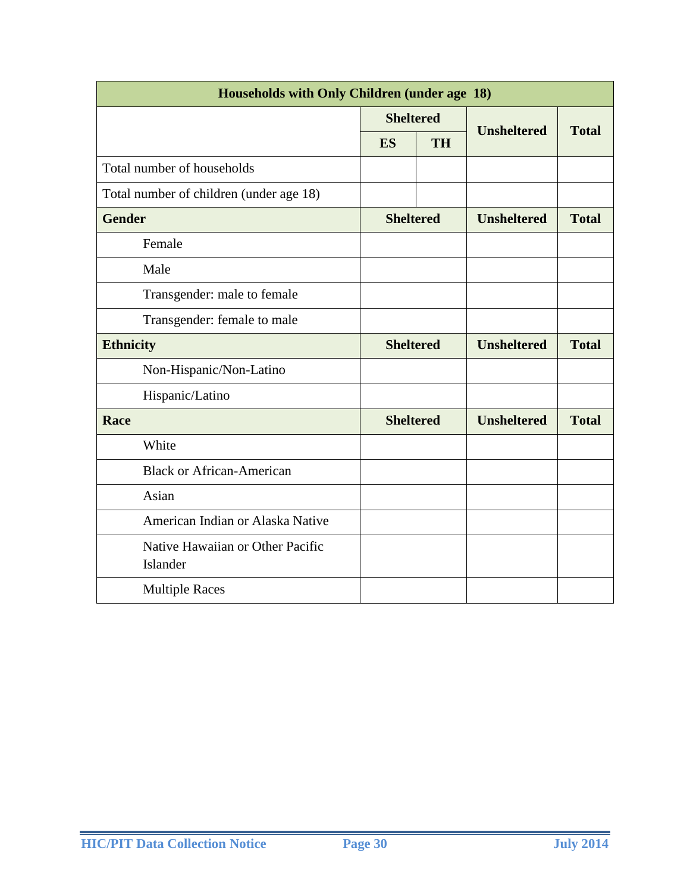| Households with Only Children (under age 18) | | | | |
|---|---|---|---|---|
| | Sheltered | | Unsheltered | Total |
| | ES | TH | | |
| Total number of households | | | | |
| Total number of children (under age 18) | | | | |
| **Gender** | **Sheltered** | | **Unsheltered** | **Total** |
| Female | | | | |
| Male | | | | |
| Transgender: male to female | | | | |
| Transgender: female to male | | | | |
| **Ethnicity** | **Sheltered** | | **Unsheltered** | **Total** |
| Non-Hispanic/Non-Latino | | | | |
| Hispanic/Latino | | | | |
| **Race** | **Sheltered** | | **Unsheltered** | **Total** |
| White | | | | |
| Black or African-American | | | | |
| Asian | | | | |
| American Indian or Alaska Native | | | | |
| Native Hawaiian or Other Pacific Islander | | | | |
| Multiple Races | | | | |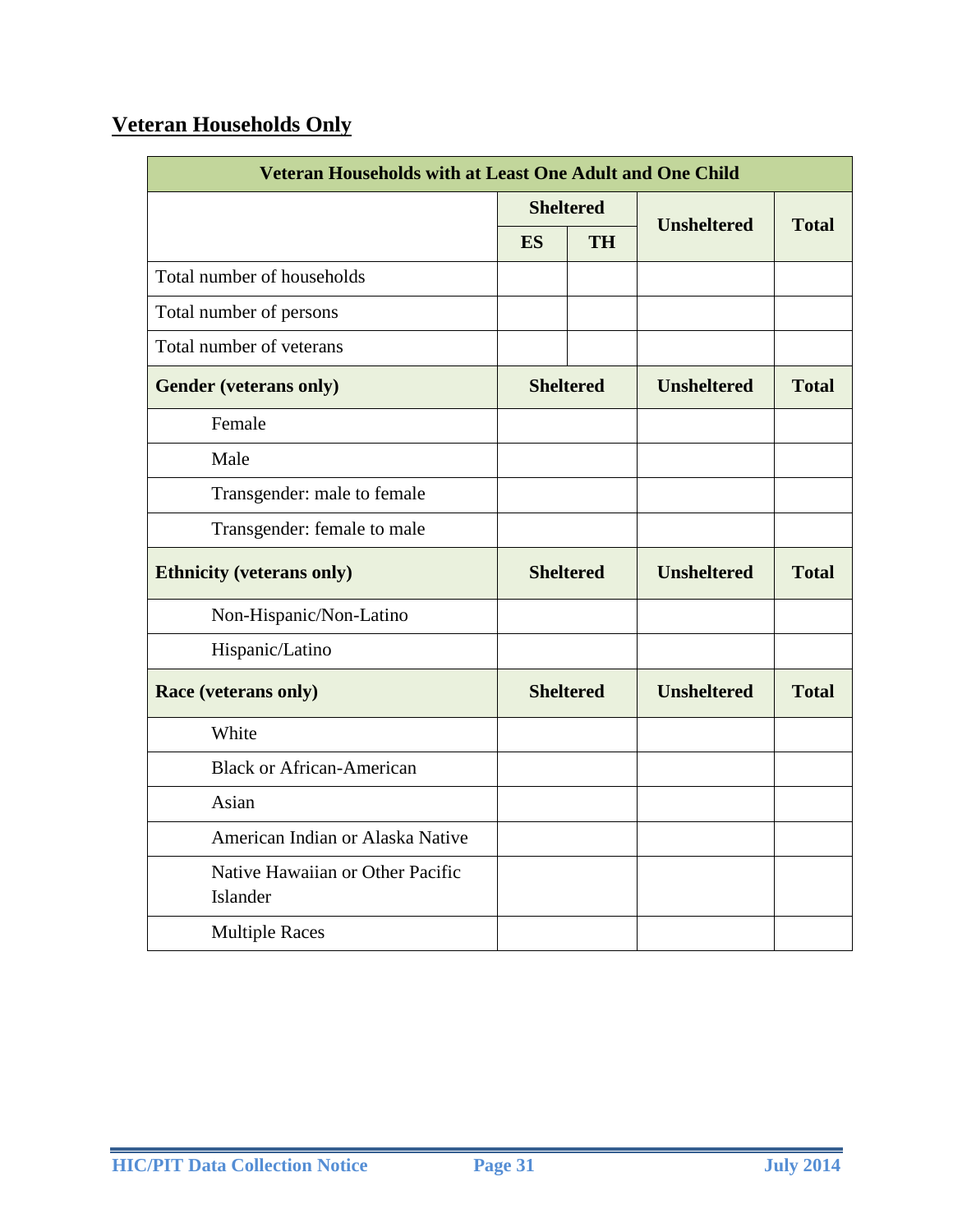## Veteran Households Only

| Veteran Households with at Least One Adult and One Child | | | | |
|---|---|---|---|---|
| | Sheltered | | Unsheltered | Total |
| | ES | TH | | |
| Total number of households | | | | |
| Total number of persons | | | | |
| Total number of veterans | | | | |
| **Gender (veterans only)** | **Sheltered** | | **Unsheltered** | **Total** |
| Female | | | | |
| Male | | | | |
| Transgender: male to female | | | | |
| Transgender: female to male | | | | |
| **Ethnicity (veterans only)** | **Sheltered** | | **Unsheltered** | **Total** |
| Non-Hispanic/Non-Latino | | | | |
| Hispanic/Latino | | | | |
| **Race (veterans only)** | **Sheltered** | | **Unsheltered** | **Total** |
| White | | | | |
| Black or African-American | | | | |
| Asian | | | | |
| American Indian or Alaska Native | | | | |
| Native Hawaiian or Other Pacific Islander | | | | |
| Multiple Races | | | | |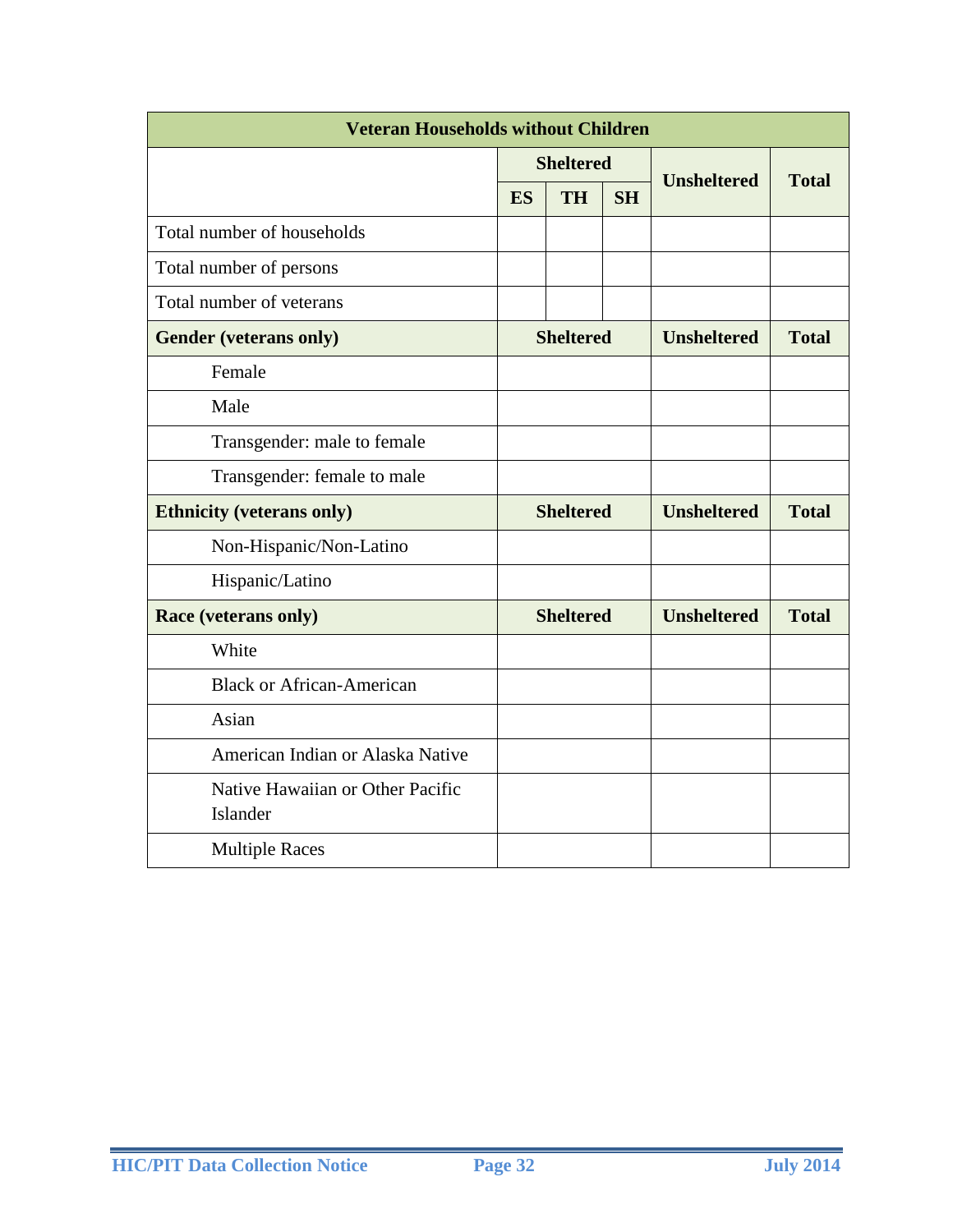| Veteran Households without Children | | | | | |
|---|---|---|---|---|---|
| | Sheltered | | | Unsheltered | Total |
| | ES | TH | SH | | |
| Total number of households | | | | | |
| Total number of persons | | | | | |
| Total number of veterans | | | | | |
| **Gender (veterans only)** | **Sheltered** | | | **Unsheltered** | **Total** |
| Female | | | | | |
| Male | | | | | |
| Transgender: male to female | | | | | |
| Transgender: female to male | | | | | |
| **Ethnicity (veterans only)** | **Sheltered** | | | **Unsheltered** | **Total** |
| Non-Hispanic/Non-Latino | | | | | |
| Hispanic/Latino | | | | | |
| **Race (veterans only)** | **Sheltered** | | | **Unsheltered** | **Total** |
| White | | | | | |
| Black or African-American | | | | | |
| Asian | | | | | |
| American Indian or Alaska Native | | | | | |
| Native Hawaiian or Other Pacific Islander | | | | | |
| Multiple Races | | | | | |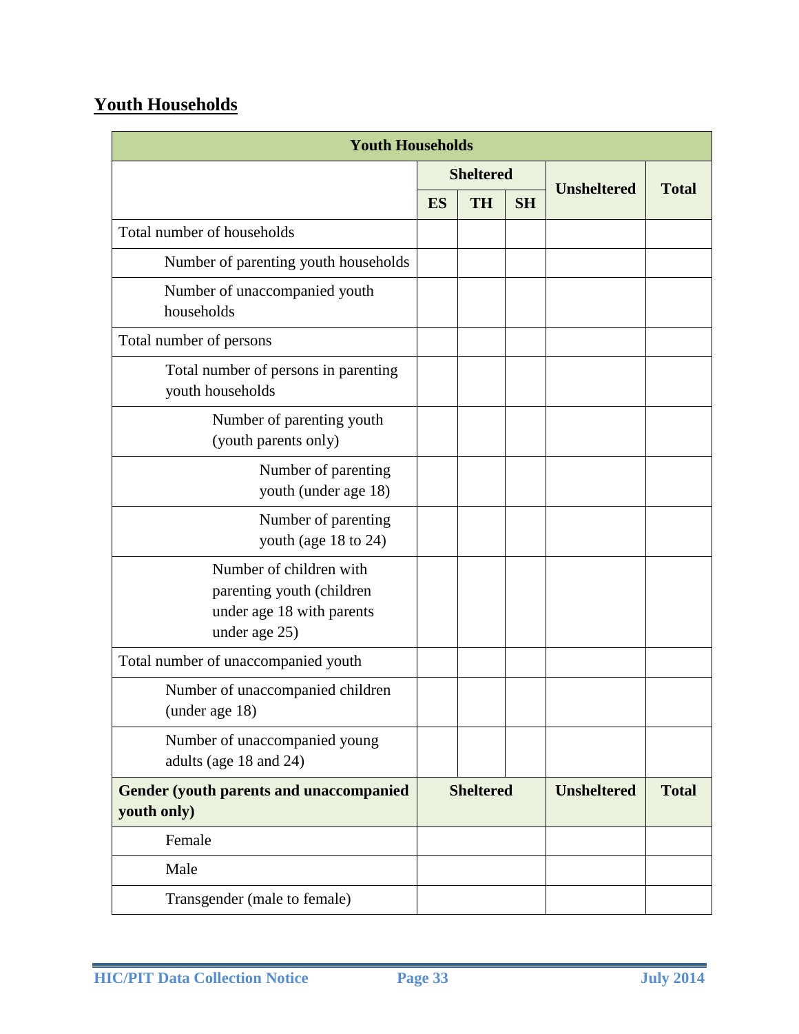## Youth Households

| Youth Households | | | | | |
|---|---|---|---|---|---|
| | Sheltered | | | Unsheltered | Total |
| | ES | TH | SH | | |
| Total number of households | | | | | |
| Number of parenting youth households | | | | | |
| Number of unaccompanied youth households | | | | | |
| Total number of persons | | | | | |
| Total number of persons in parenting youth households | | | | | |
| Number of parenting youth (youth parents only) | | | | | |
| Number of parenting youth (under age 18) | | | | | |
| Number of parenting youth (age 18 to 24) | | | | | |
| Number of children with parenting youth (children under age 18 with parents under age 25) | | | | | |
| Total number of unaccompanied youth | | | | | |
| Number of unaccompanied children (under age 18) | | | | | |
| Number of unaccompanied young adults (age 18 and 24) | | | | | |
| **Gender (youth parents and unaccompanied youth only)** | **Sheltered** | | | **Unsheltered** | **Total** |
| Female | | | | | |
| Male | | | | | |
| Transgender (male to female) | | | | | |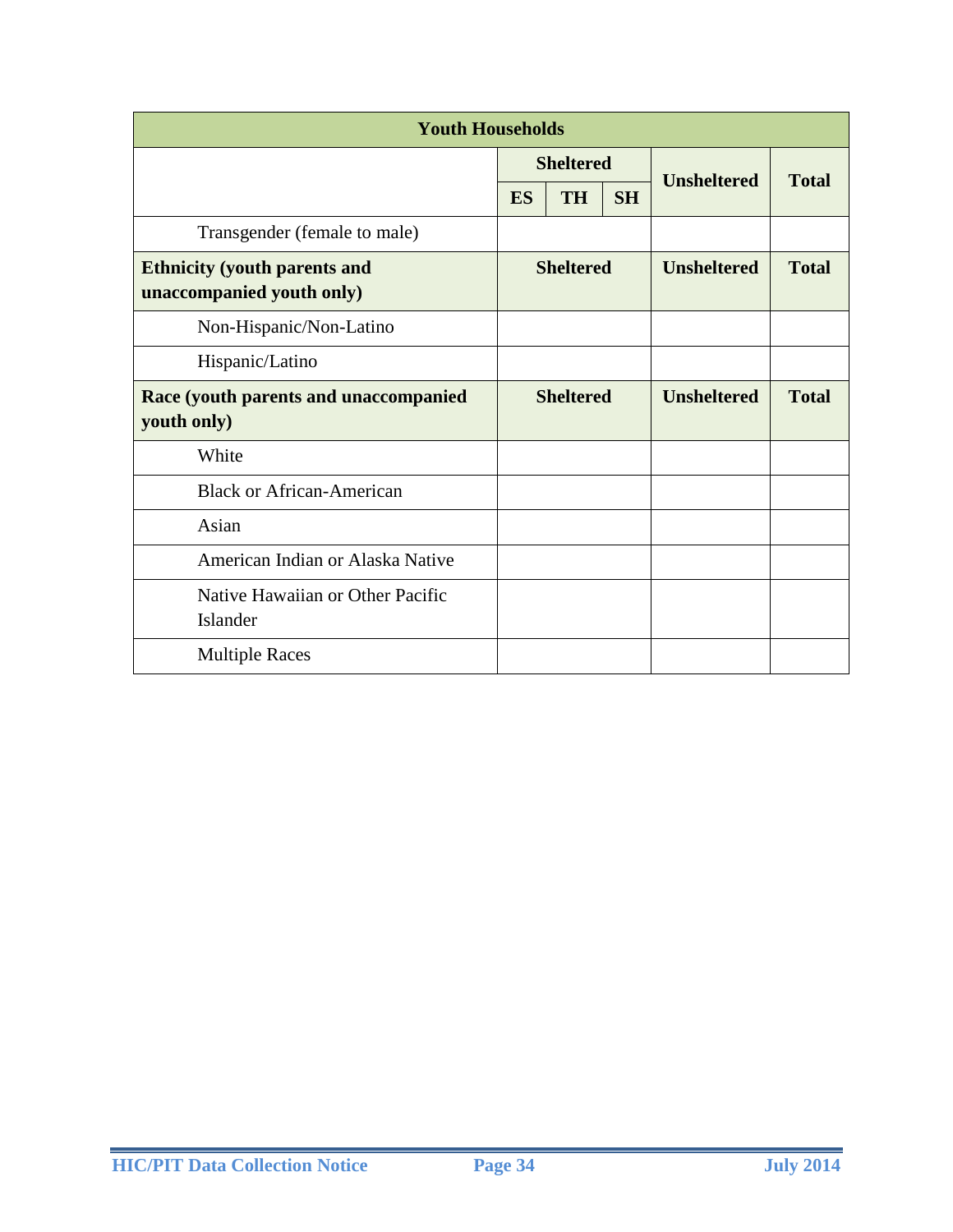| Youth Households | | | | | |
|---|---|---|---|---|---|
| | Sheltered | | | Unsheltered | Total |
| | ES | TH | SH | | |
| Transgender (female to male) | | | | | |
| **Ethnicity (youth parents and unaccompanied youth only)** | **Sheltered** | | | **Unsheltered** | **Total** |
| Non-Hispanic/Non-Latino | | | | | |
| Hispanic/Latino | | | | | |
| **Race (youth parents and unaccompanied youth only)** | **Sheltered** | | | **Unsheltered** | **Total** |
| White | | | | | |
| Black or African-American | | | | | |
| Asian | | | | | |
| American Indian or Alaska Native | | | | | |
| Native Hawaiian or Other Pacific Islander | | | | | |
| Multiple Races | | | | | |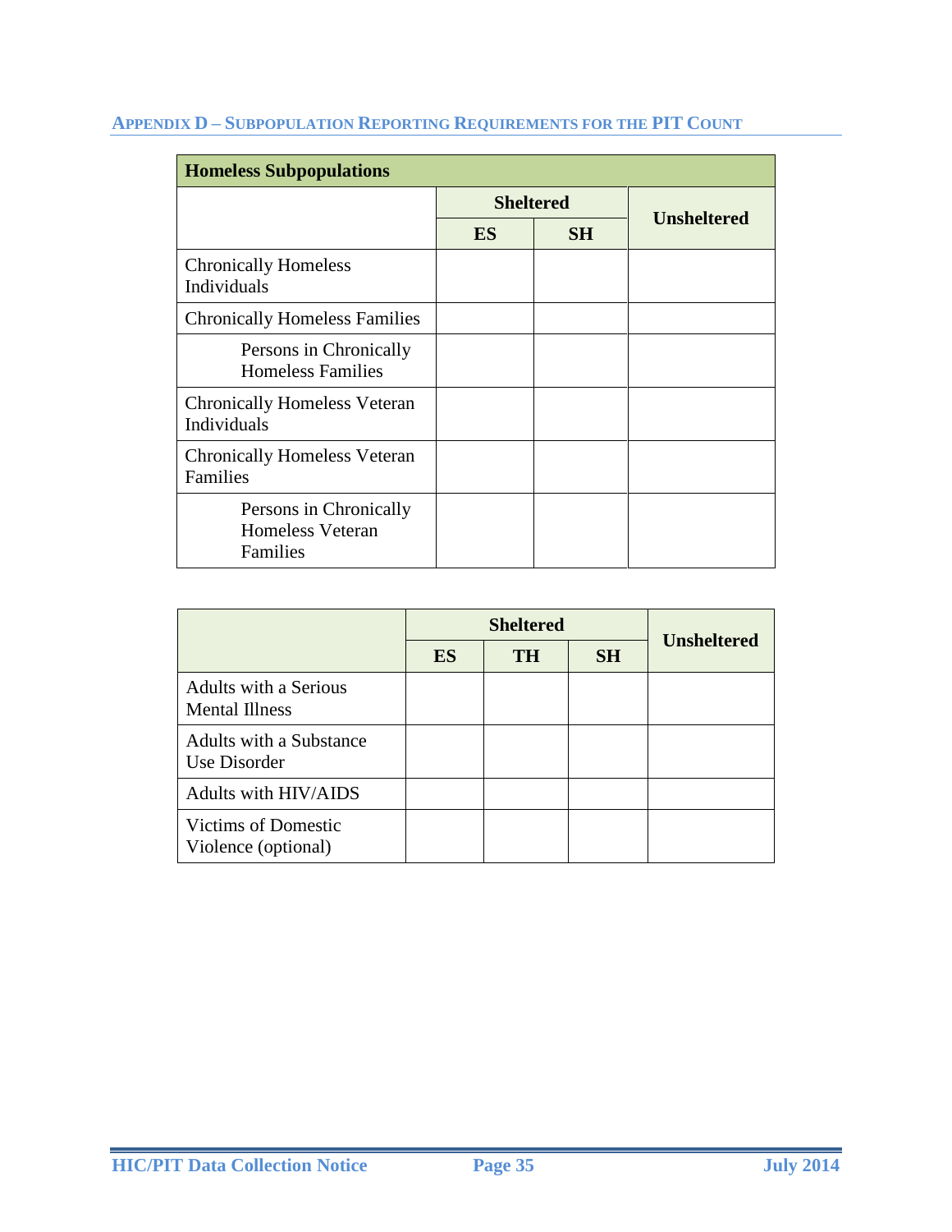## APPENDIX D – SUBPOPULATION REPORTING REQUIREMENTS FOR THE PIT COUNT

| Homeless Subpopulations | Sheltered | | Unsheltered |
|---|---|---|---|
| | ES | SH | |
| Chronically Homeless Individuals | | | |
| Chronically Homeless Families | | | |
| Persons in Chronically Homeless Families | | | |
| Chronically Homeless Veteran Individuals | | | |
| Chronically Homeless Veteran Families | | | |
| Persons in Chronically Homeless Veteran Families | | | |

| | Sheltered | | | Unsheltered |
|---|---|---|---|---|
| | ES | TH | SH | |
| Adults with a Serious Mental Illness | | | | |
| Adults with a Substance Use Disorder | | | | |
| Adults with HIV/AIDS | | | | |
| Victims of Domestic Violence (optional) | | | | |